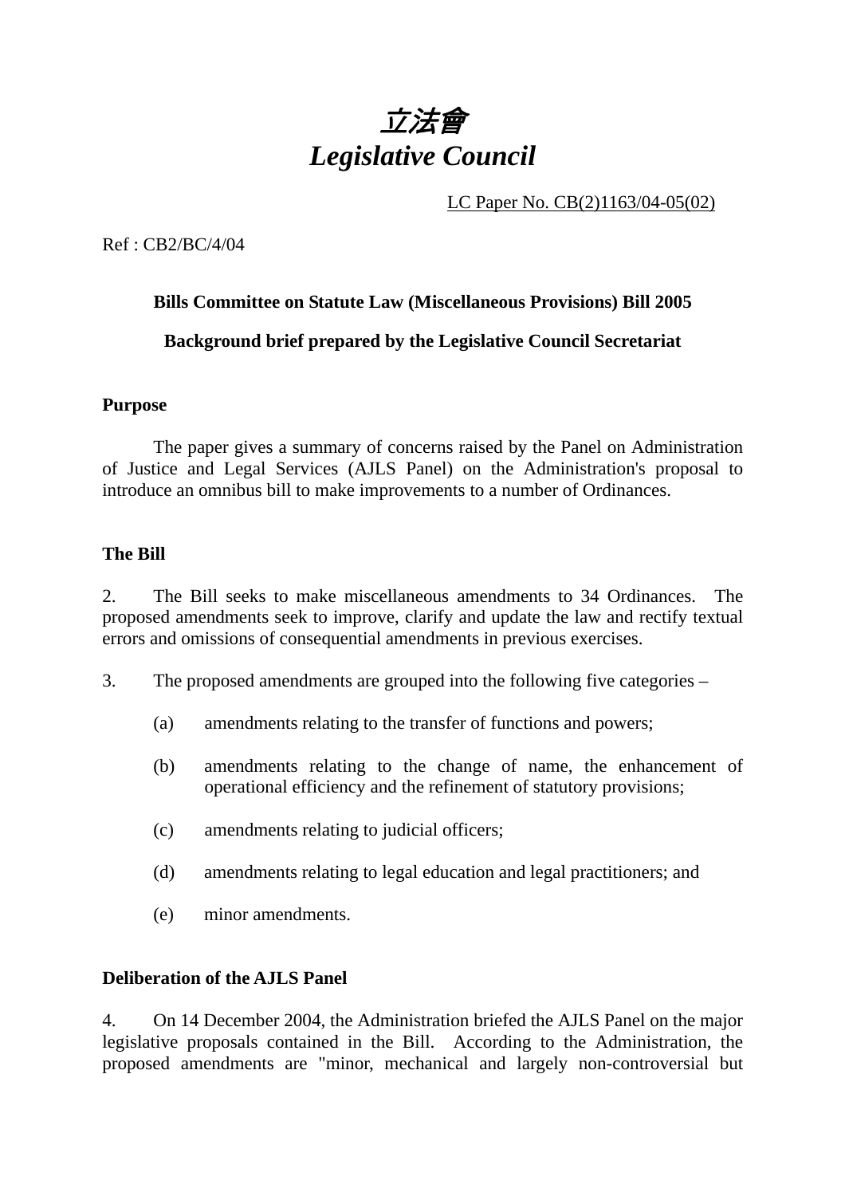# *立法會*
# *Legislative Council*

LC Paper No. CB(2)1163/04-05(02)

Ref : CB2/BC/4/04

**Bills Committee on Statute Law (Miscellaneous Provisions) Bill 2005**

**Background brief prepared by the Legislative Council Secretariat**

**Purpose**

The paper gives a summary of concerns raised by the Panel on Administration of Justice and Legal Services (AJLS Panel) on the Administration's proposal to introduce an omnibus bill to make improvements to a number of Ordinances.

**The Bill**

2. The Bill seeks to make miscellaneous amendments to 34 Ordinances. The proposed amendments seek to improve, clarify and update the law and rectify textual errors and omissions of consequential amendments in previous exercises.

3. The proposed amendments are grouped into the following five categories –

(a) amendments relating to the transfer of functions and powers;

(b) amendments relating to the change of name, the enhancement of operational efficiency and the refinement of statutory provisions;

(c) amendments relating to judicial officers;

(d) amendments relating to legal education and legal practitioners; and

(e) minor amendments.

**Deliberation of the AJLS Panel**

4. On 14 December 2004, the Administration briefed the AJLS Panel on the major legislative proposals contained in the Bill. According to the Administration, the proposed amendments are "minor, mechanical and largely non-controversial but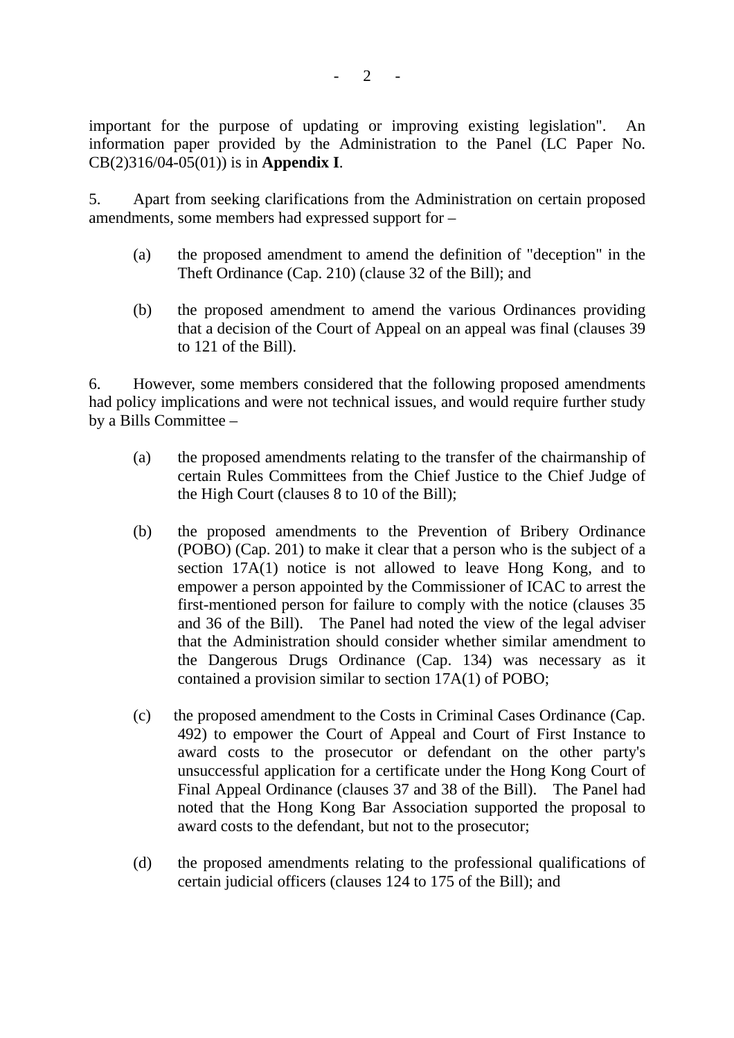important for the purpose of updating or improving existing legislation". An information paper provided by the Administration to the Panel (LC Paper No. CB(2)316/04-05(01)) is in **Appendix I**.

5. Apart from seeking clarifications from the Administration on certain proposed amendments, some members had expressed support for –

(a) the proposed amendment to amend the definition of "deception" in the Theft Ordinance (Cap. 210) (clause 32 of the Bill); and

(b) the proposed amendment to amend the various Ordinances providing that a decision of the Court of Appeal on an appeal was final (clauses 39 to 121 of the Bill).

6. However, some members considered that the following proposed amendments had policy implications and were not technical issues, and would require further study by a Bills Committee –

(a) the proposed amendments relating to the transfer of the chairmanship of certain Rules Committees from the Chief Justice to the Chief Judge of the High Court (clauses 8 to 10 of the Bill);

(b) the proposed amendments to the Prevention of Bribery Ordinance (POBO) (Cap. 201) to make it clear that a person who is the subject of a section 17A(1) notice is not allowed to leave Hong Kong, and to empower a person appointed by the Commissioner of ICAC to arrest the first-mentioned person for failure to comply with the notice (clauses 35 and 36 of the Bill). The Panel had noted the view of the legal adviser that the Administration should consider whether similar amendment to the Dangerous Drugs Ordinance (Cap. 134) was necessary as it contained a provision similar to section 17A(1) of POBO;

(c) the proposed amendment to the Costs in Criminal Cases Ordinance (Cap. 492) to empower the Court of Appeal and Court of First Instance to award costs to the prosecutor or defendant on the other party's unsuccessful application for a certificate under the Hong Kong Court of Final Appeal Ordinance (clauses 37 and 38 of the Bill). The Panel had noted that the Hong Kong Bar Association supported the proposal to award costs to the defendant, but not to the prosecutor;

(d) the proposed amendments relating to the professional qualifications of certain judicial officers (clauses 124 to 175 of the Bill); and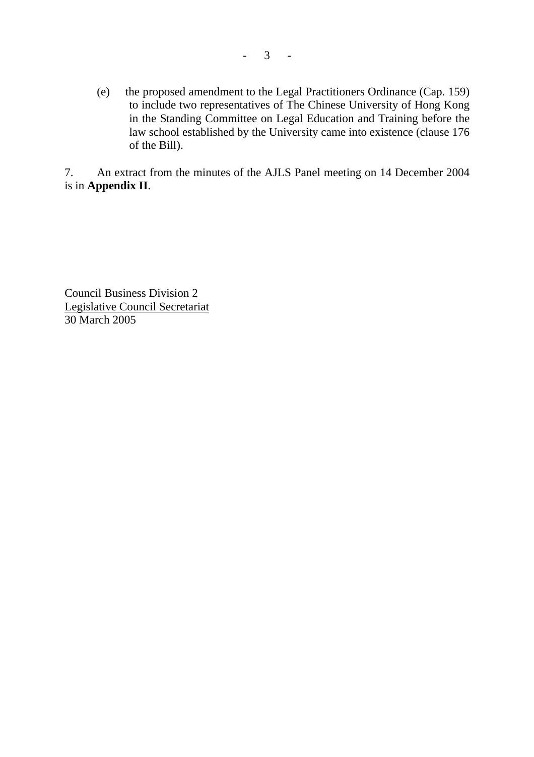(e) the proposed amendment to the Legal Practitioners Ordinance (Cap. 159) to include two representatives of The Chinese University of Hong Kong in the Standing Committee on Legal Education and Training before the law school established by the University came into existence (clause 176 of the Bill).

7. An extract from the minutes of the AJLS Panel meeting on 14 December 2004 is in **Appendix II**.

Council Business Division 2
Legislative Council Secretariat
30 March 2005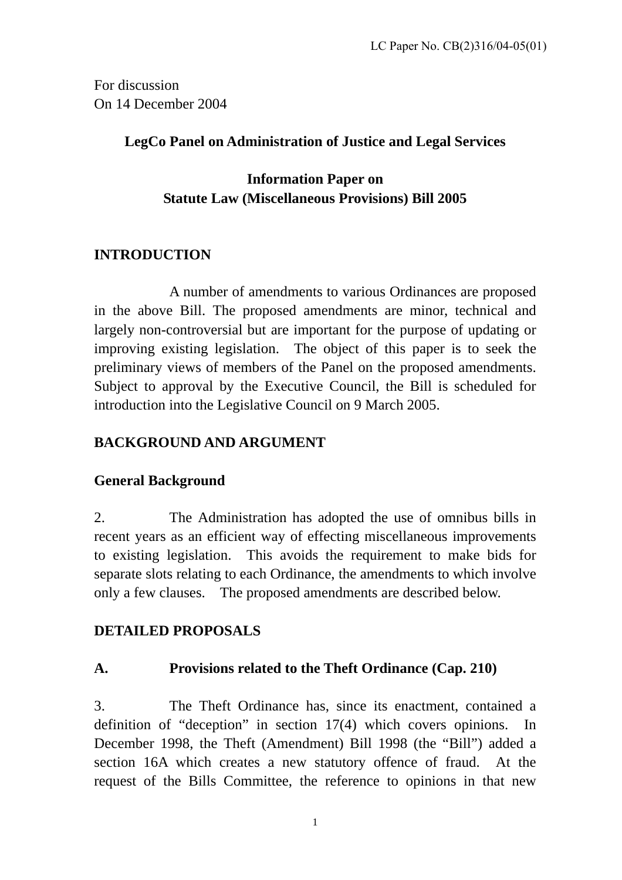LC Paper No. CB(2)316/04-05(01)

For discussion
On 14 December 2004

**LegCo Panel on Administration of Justice and Legal Services**

**Information Paper on**
**Statute Law (Miscellaneous Provisions) Bill 2005**

## INTRODUCTION

A number of amendments to various Ordinances are proposed in the above Bill. The proposed amendments are minor, technical and largely non-controversial but are important for the purpose of updating or improving existing legislation. The object of this paper is to seek the preliminary views of members of the Panel on the proposed amendments. Subject to approval by the Executive Council, the Bill is scheduled for introduction into the Legislative Council on 9 March 2005.

## BACKGROUND AND ARGUMENT

### General Background

2. The Administration has adopted the use of omnibus bills in recent years as an efficient way of effecting miscellaneous improvements to existing legislation. This avoids the requirement to make bids for separate slots relating to each Ordinance, the amendments to which involve only a few clauses. The proposed amendments are described below.

## DETAILED PROPOSALS

### A. Provisions related to the Theft Ordinance (Cap. 210)

3. The Theft Ordinance has, since its enactment, contained a definition of "deception" in section 17(4) which covers opinions. In December 1998, the Theft (Amendment) Bill 1998 (the "Bill") added a section 16A which creates a new statutory offence of fraud. At the request of the Bills Committee, the reference to opinions in that new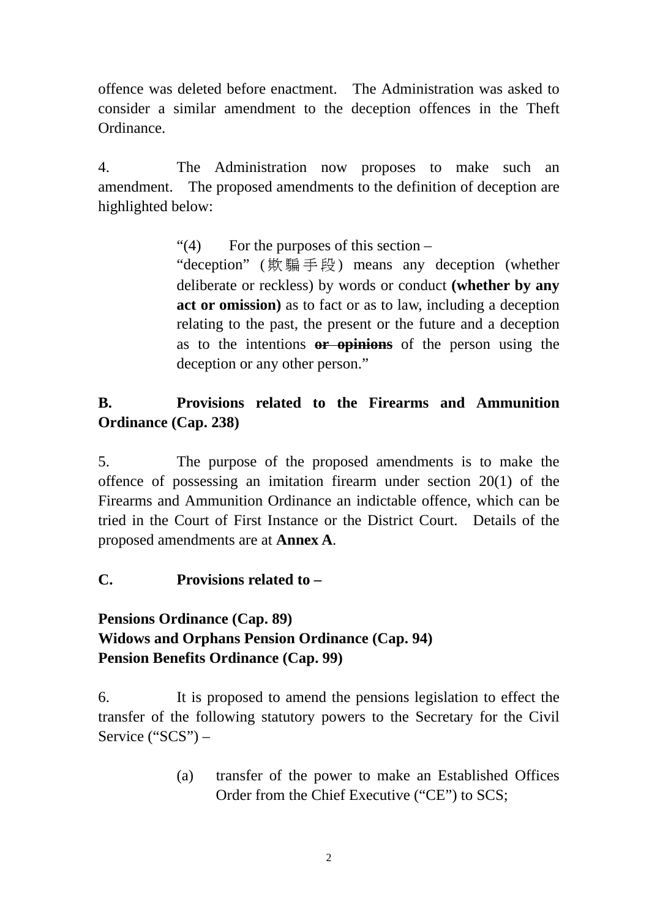offence was deleted before enactment. The Administration was asked to consider a similar amendment to the deception offences in the Theft Ordinance.

4. The Administration now proposes to make such an amendment. The proposed amendments to the definition of deception are highlighted below:

> "(4) For the purposes of this section –
>
> "deception" (欺騙手段) means any deception (whether deliberate or reckless) by words or conduct **(whether by any act or omission)** as to fact or as to law, including a deception relating to the past, the present or the future and a deception as to the intentions ~~**or opinions**~~ of the person using the deception or any other person."

**B. Provisions related to the Firearms and Ammunition Ordinance (Cap. 238)**

5. The purpose of the proposed amendments is to make the offence of possessing an imitation firearm under section 20(1) of the Firearms and Ammunition Ordinance an indictable offence, which can be tried in the Court of First Instance or the District Court. Details of the proposed amendments are at **Annex A**.

**C. Provisions related to –**

**Pensions Ordinance (Cap. 89)**
**Widows and Orphans Pension Ordinance (Cap. 94)**
**Pension Benefits Ordinance (Cap. 99)**

6. It is proposed to amend the pensions legislation to effect the transfer of the following statutory powers to the Secretary for the Civil Service ("SCS") –

> (a) transfer of the power to make an Established Offices Order from the Chief Executive ("CE") to SCS;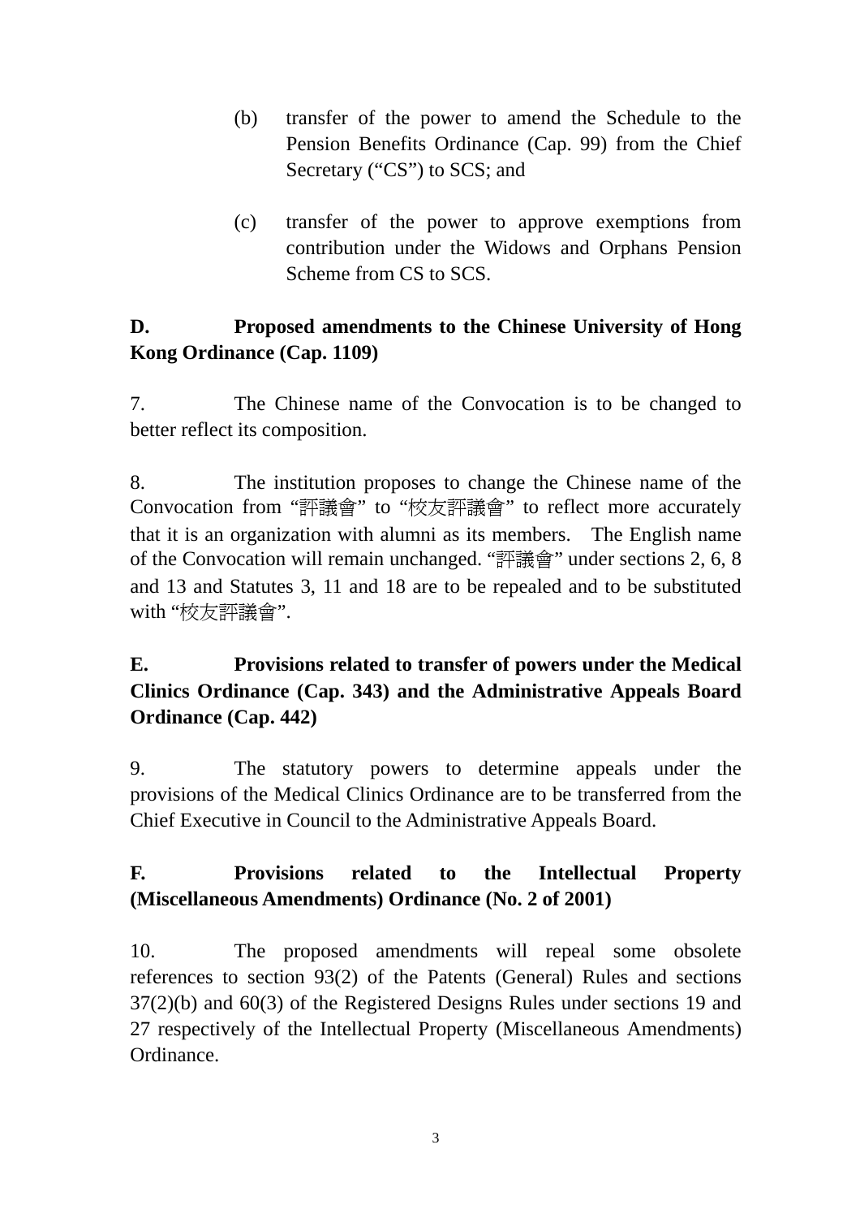(b) transfer of the power to amend the Schedule to the Pension Benefits Ordinance (Cap. 99) from the Chief Secretary ("CS") to SCS; and

(c) transfer of the power to approve exemptions from contribution under the Widows and Orphans Pension Scheme from CS to SCS.

**D. Proposed amendments to the Chinese University of Hong Kong Ordinance (Cap. 1109)**

7. The Chinese name of the Convocation is to be changed to better reflect its composition.

8. The institution proposes to change the Chinese name of the Convocation from "評議會" to "校友評議會" to reflect more accurately that it is an organization with alumni as its members. The English name of the Convocation will remain unchanged. "評議會" under sections 2, 6, 8 and 13 and Statutes 3, 11 and 18 are to be repealed and to be substituted with "校友評議會".

**E. Provisions related to transfer of powers under the Medical Clinics Ordinance (Cap. 343) and the Administrative Appeals Board Ordinance (Cap. 442)**

9. The statutory powers to determine appeals under the provisions of the Medical Clinics Ordinance are to be transferred from the Chief Executive in Council to the Administrative Appeals Board.

**F. Provisions related to the Intellectual Property (Miscellaneous Amendments) Ordinance (No. 2 of 2001)**

10. The proposed amendments will repeal some obsolete references to section 93(2) of the Patents (General) Rules and sections 37(2)(b) and 60(3) of the Registered Designs Rules under sections 19 and 27 respectively of the Intellectual Property (Miscellaneous Amendments) Ordinance.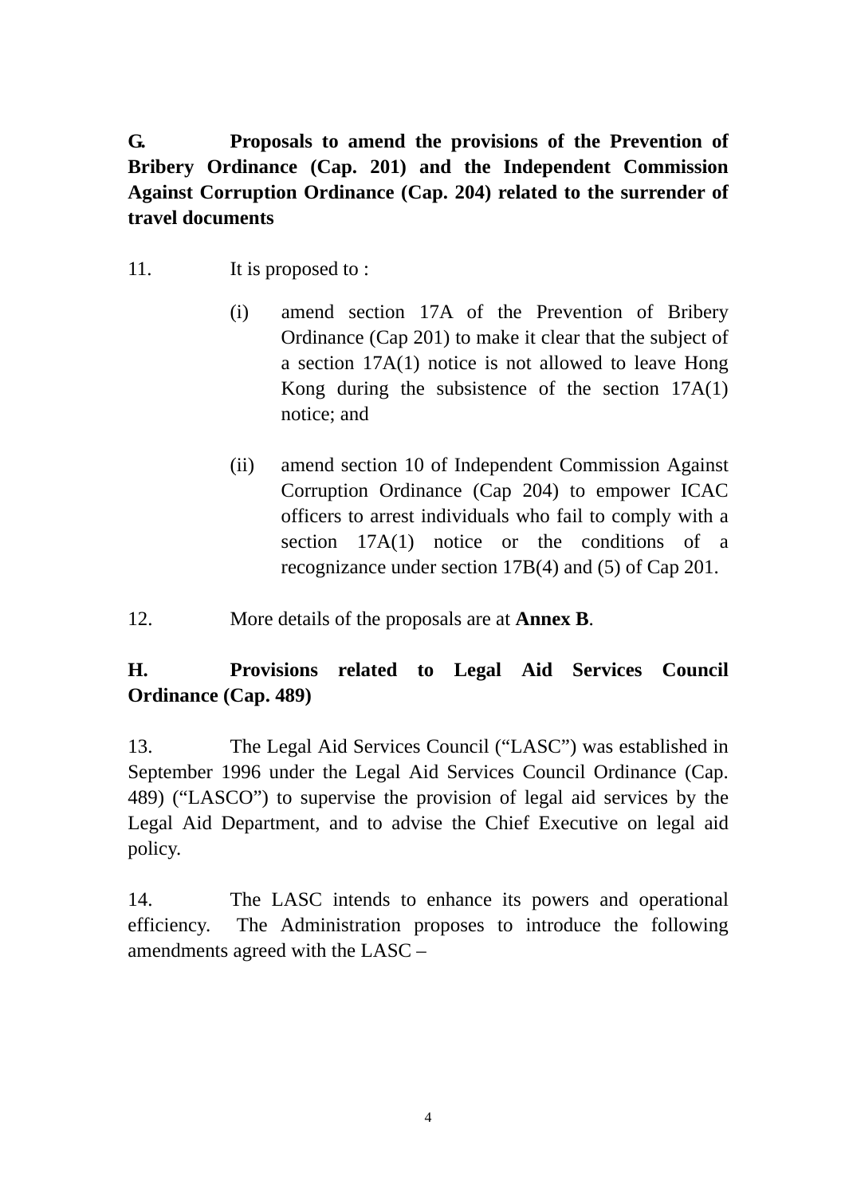**G. Proposals to amend the provisions of the Prevention of Bribery Ordinance (Cap. 201) and the Independent Commission Against Corruption Ordinance (Cap. 204) related to the surrender of travel documents**

11. It is proposed to :

(i) amend section 17A of the Prevention of Bribery Ordinance (Cap 201) to make it clear that the subject of a section 17A(1) notice is not allowed to leave Hong Kong during the subsistence of the section 17A(1) notice; and

(ii) amend section 10 of Independent Commission Against Corruption Ordinance (Cap 204) to empower ICAC officers to arrest individuals who fail to comply with a section 17A(1) notice or the conditions of a recognizance under section 17B(4) and (5) of Cap 201.

12. More details of the proposals are at **Annex B**.

**H. Provisions related to Legal Aid Services Council Ordinance (Cap. 489)**

13. The Legal Aid Services Council (“LASC”) was established in September 1996 under the Legal Aid Services Council Ordinance (Cap. 489) (“LASCO”) to supervise the provision of legal aid services by the Legal Aid Department, and to advise the Chief Executive on legal aid policy.

14. The LASC intends to enhance its powers and operational efficiency. The Administration proposes to introduce the following amendments agreed with the LASC –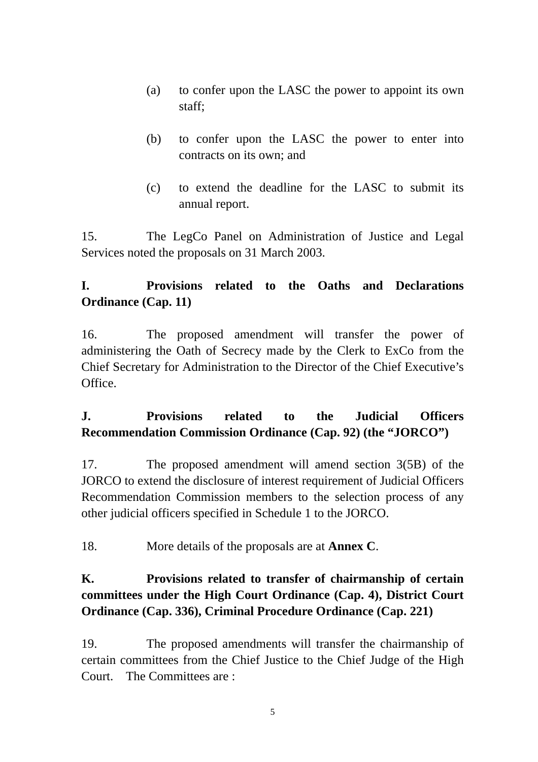(a) to confer upon the LASC the power to appoint its own staff;

(b) to confer upon the LASC the power to enter into contracts on its own; and

(c) to extend the deadline for the LASC to submit its annual report.

15. The LegCo Panel on Administration of Justice and Legal Services noted the proposals on 31 March 2003.

## I. Provisions related to the Oaths and Declarations Ordinance (Cap. 11)

16. The proposed amendment will transfer the power of administering the Oath of Secrecy made by the Clerk to ExCo from the Chief Secretary for Administration to the Director of the Chief Executive's Office.

## J. Provisions related to the Judicial Officers Recommendation Commission Ordinance (Cap. 92) (the "JORCO")

17. The proposed amendment will amend section 3(5B) of the JORCO to extend the disclosure of interest requirement of Judicial Officers Recommendation Commission members to the selection process of any other judicial officers specified in Schedule 1 to the JORCO.

18. More details of the proposals are at **Annex C**.

## K. Provisions related to transfer of chairmanship of certain committees under the High Court Ordinance (Cap. 4), District Court Ordinance (Cap. 336), Criminal Procedure Ordinance (Cap. 221)

19. The proposed amendments will transfer the chairmanship of certain committees from the Chief Justice to the Chief Judge of the High Court. The Committees are :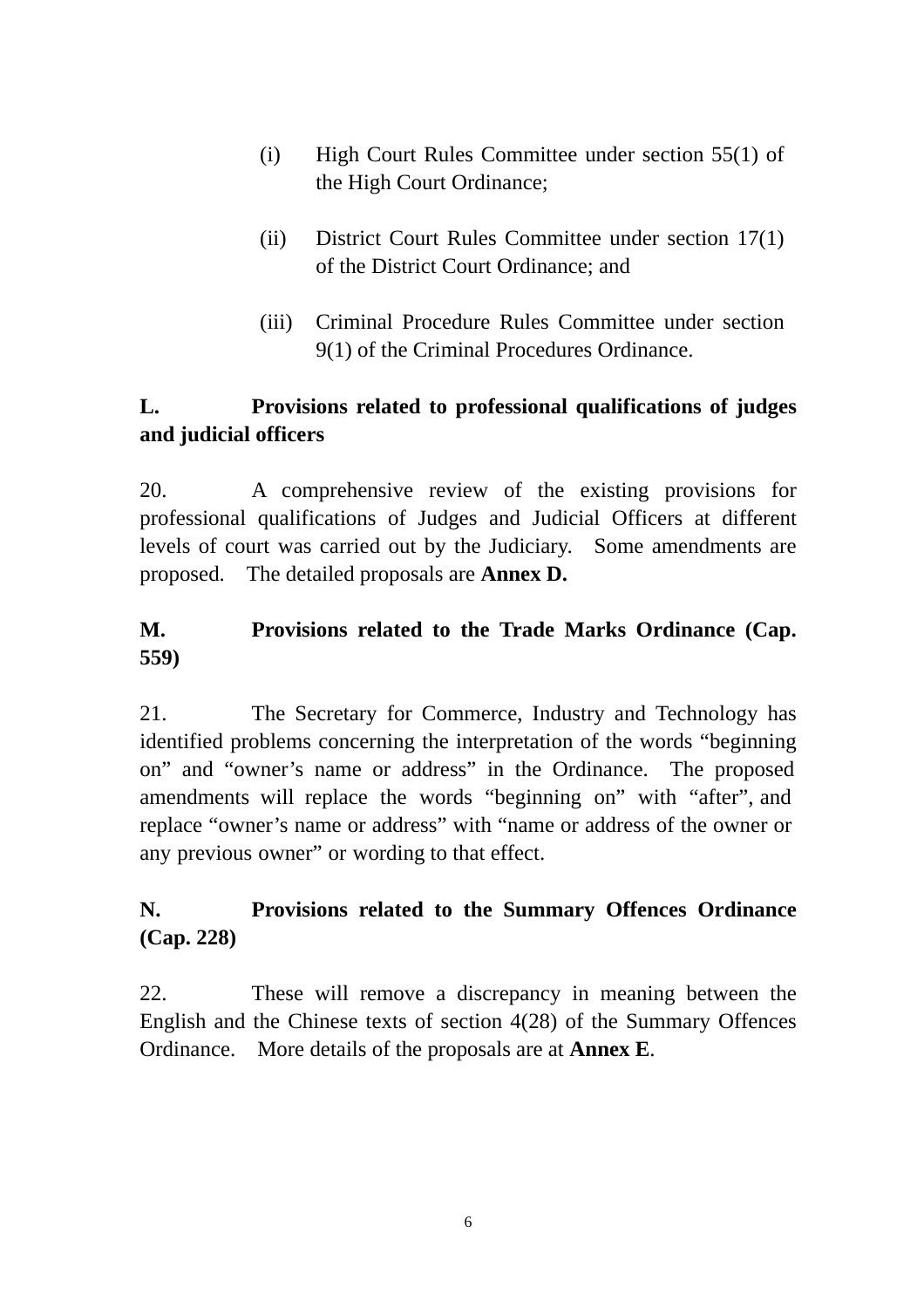(i) High Court Rules Committee under section 55(1) of the High Court Ordinance;

(ii) District Court Rules Committee under section 17(1) of the District Court Ordinance; and

(iii) Criminal Procedure Rules Committee under section 9(1) of the Criminal Procedures Ordinance.

**L. Provisions related to professional qualifications of judges and judicial officers**

20. A comprehensive review of the existing provisions for professional qualifications of Judges and Judicial Officers at different levels of court was carried out by the Judiciary. Some amendments are proposed. The detailed proposals are **Annex D.**

**M. Provisions related to the Trade Marks Ordinance (Cap. 559)**

21. The Secretary for Commerce, Industry and Technology has identified problems concerning the interpretation of the words "beginning on" and "owner's name or address" in the Ordinance. The proposed amendments will replace the words "beginning on" with "after", and replace "owner's name or address" with "name or address of the owner or any previous owner" or wording to that effect.

**N. Provisions related to the Summary Offences Ordinance (Cap. 228)**

22. These will remove a discrepancy in meaning between the English and the Chinese texts of section 4(28) of the Summary Offences Ordinance. More details of the proposals are at **Annex E**.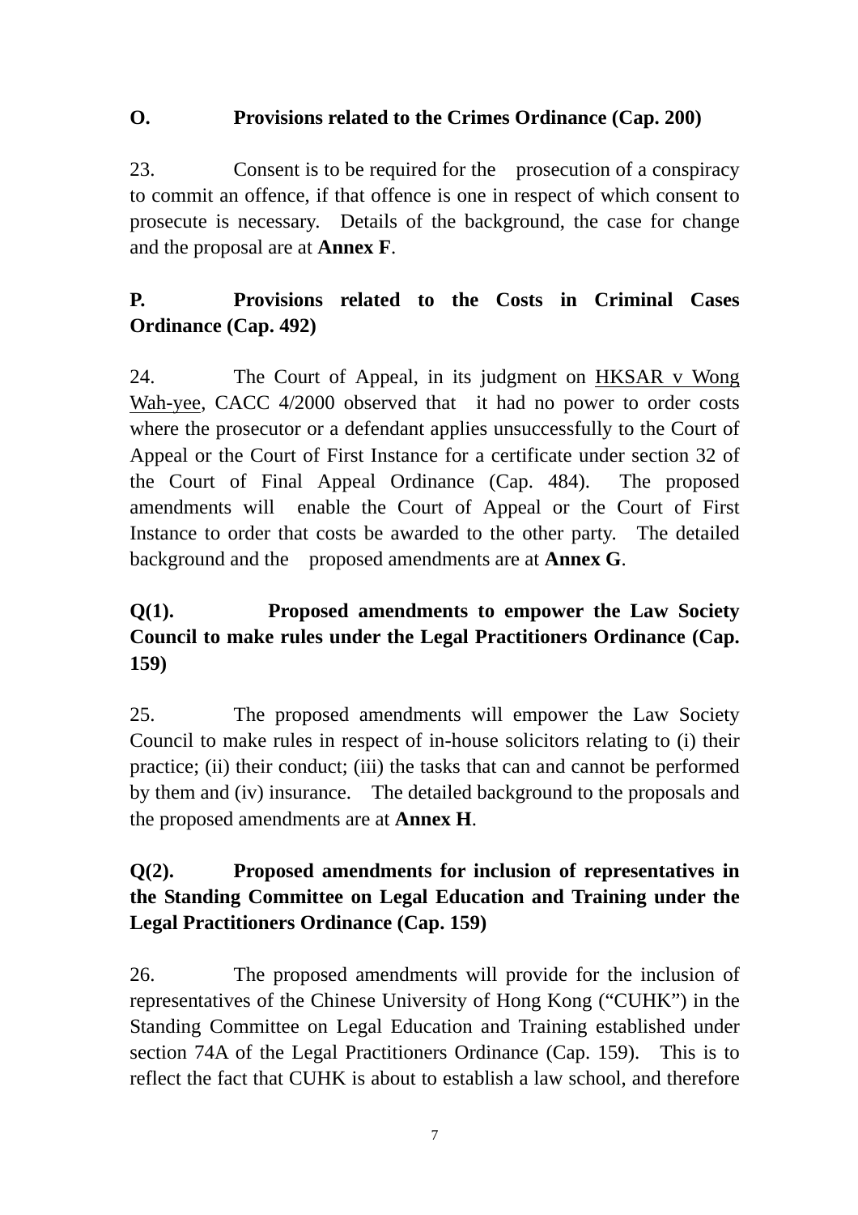**O. Provisions related to the Crimes Ordinance (Cap. 200)**

23. Consent is to be required for the prosecution of a conspiracy to commit an offence, if that offence is one in respect of which consent to prosecute is necessary. Details of the background, the case for change and the proposal are at **Annex F**.

**P. Provisions related to the Costs in Criminal Cases Ordinance (Cap. 492)**

24. The Court of Appeal, in its judgment on HKSAR v Wong Wah-yee, CACC 4/2000 observed that it had no power to order costs where the prosecutor or a defendant applies unsuccessfully to the Court of Appeal or the Court of First Instance for a certificate under section 32 of the Court of Final Appeal Ordinance (Cap. 484). The proposed amendments will enable the Court of Appeal or the Court of First Instance to order that costs be awarded to the other party. The detailed background and the proposed amendments are at **Annex G**.

**Q(1). Proposed amendments to empower the Law Society Council to make rules under the Legal Practitioners Ordinance (Cap. 159)**

25. The proposed amendments will empower the Law Society Council to make rules in respect of in-house solicitors relating to (i) their practice; (ii) their conduct; (iii) the tasks that can and cannot be performed by them and (iv) insurance. The detailed background to the proposals and the proposed amendments are at **Annex H**.

**Q(2). Proposed amendments for inclusion of representatives in the Standing Committee on Legal Education and Training under the Legal Practitioners Ordinance (Cap. 159)**

26. The proposed amendments will provide for the inclusion of representatives of the Chinese University of Hong Kong ("CUHK") in the Standing Committee on Legal Education and Training established under section 74A of the Legal Practitioners Ordinance (Cap. 159). This is to reflect the fact that CUHK is about to establish a law school, and therefore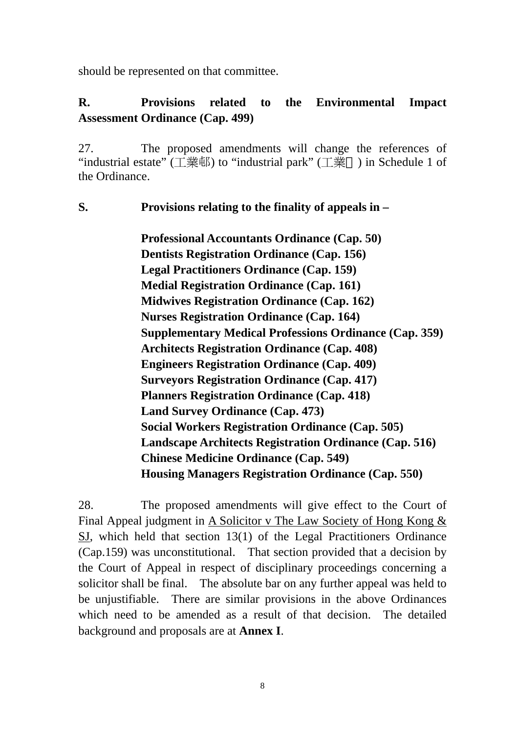should be represented on that committee.

**R. Provisions related to the Environmental Impact Assessment Ordinance (Cap. 499)**

27. The proposed amendments will change the references of "industrial estate" (工業邨) to "industrial park" (工業) in Schedule 1 of the Ordinance.

**S. Provisions relating to the finality of appeals in –**

**Professional Accountants Ordinance (Cap. 50)**
**Dentists Registration Ordinance (Cap. 156)**
**Legal Practitioners Ordinance (Cap. 159)**
**Medial Registration Ordinance (Cap. 161)**
**Midwives Registration Ordinance (Cap. 162)**
**Nurses Registration Ordinance (Cap. 164)**
**Supplementary Medical Professions Ordinance (Cap. 359)**
**Architects Registration Ordinance (Cap. 408)**
**Engineers Registration Ordinance (Cap. 409)**
**Surveyors Registration Ordinance (Cap. 417)**
**Planners Registration Ordinance (Cap. 418)**
**Land Survey Ordinance (Cap. 473)**
**Social Workers Registration Ordinance (Cap. 505)**
**Landscape Architects Registration Ordinance (Cap. 516)**
**Chinese Medicine Ordinance (Cap. 549)**
**Housing Managers Registration Ordinance (Cap. 550)**

28. The proposed amendments will give effect to the Court of Final Appeal judgment in <u>A Solicitor v The Law Society of Hong Kong & SJ</u>, which held that section 13(1) of the Legal Practitioners Ordinance (Cap.159) was unconstitutional. That section provided that a decision by the Court of Appeal in respect of disciplinary proceedings concerning a solicitor shall be final. The absolute bar on any further appeal was held to be unjustifiable. There are similar provisions in the above Ordinances which need to be amended as a result of that decision. The detailed background and proposals are at **Annex I**.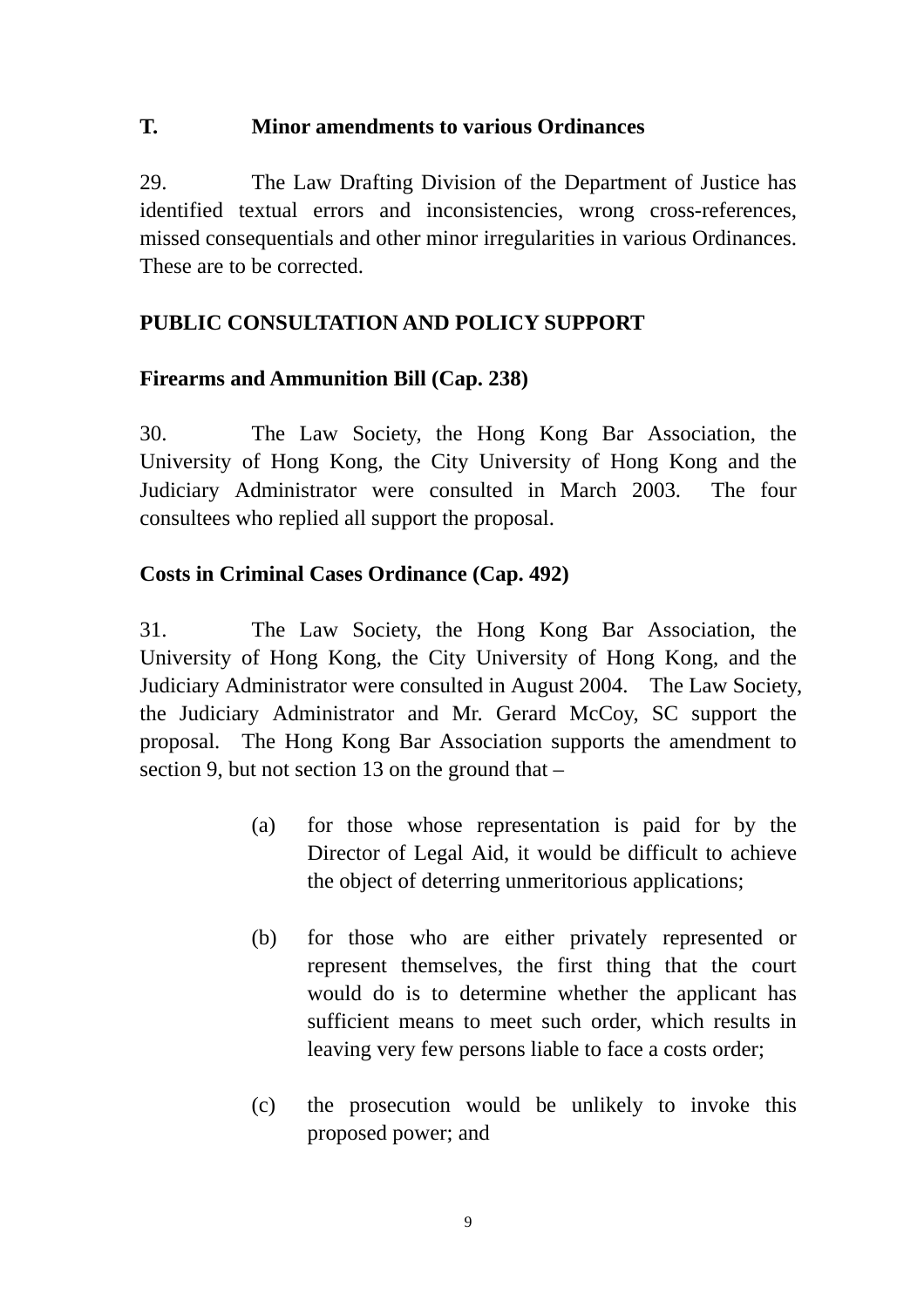## T. Minor amendments to various Ordinances

29. The Law Drafting Division of the Department of Justice has identified textual errors and inconsistencies, wrong cross-references, missed consequentials and other minor irregularities in various Ordinances. These are to be corrected.

## PUBLIC CONSULTATION AND POLICY SUPPORT

### Firearms and Ammunition Bill (Cap. 238)

30. The Law Society, the Hong Kong Bar Association, the University of Hong Kong, the City University of Hong Kong and the Judiciary Administrator were consulted in March 2003. The four consultees who replied all support the proposal.

### Costs in Criminal Cases Ordinance (Cap. 492)

31. The Law Society, the Hong Kong Bar Association, the University of Hong Kong, the City University of Hong Kong, and the Judiciary Administrator were consulted in August 2004. The Law Society, the Judiciary Administrator and Mr. Gerard McCoy, SC support the proposal. The Hong Kong Bar Association supports the amendment to section 9, but not section 13 on the ground that –

(a) for those whose representation is paid for by the Director of Legal Aid, it would be difficult to achieve the object of deterring unmeritorious applications;

(b) for those who are either privately represented or represent themselves, the first thing that the court would do is to determine whether the applicant has sufficient means to meet such order, which results in leaving very few persons liable to face a costs order;

(c) the prosecution would be unlikely to invoke this proposed power; and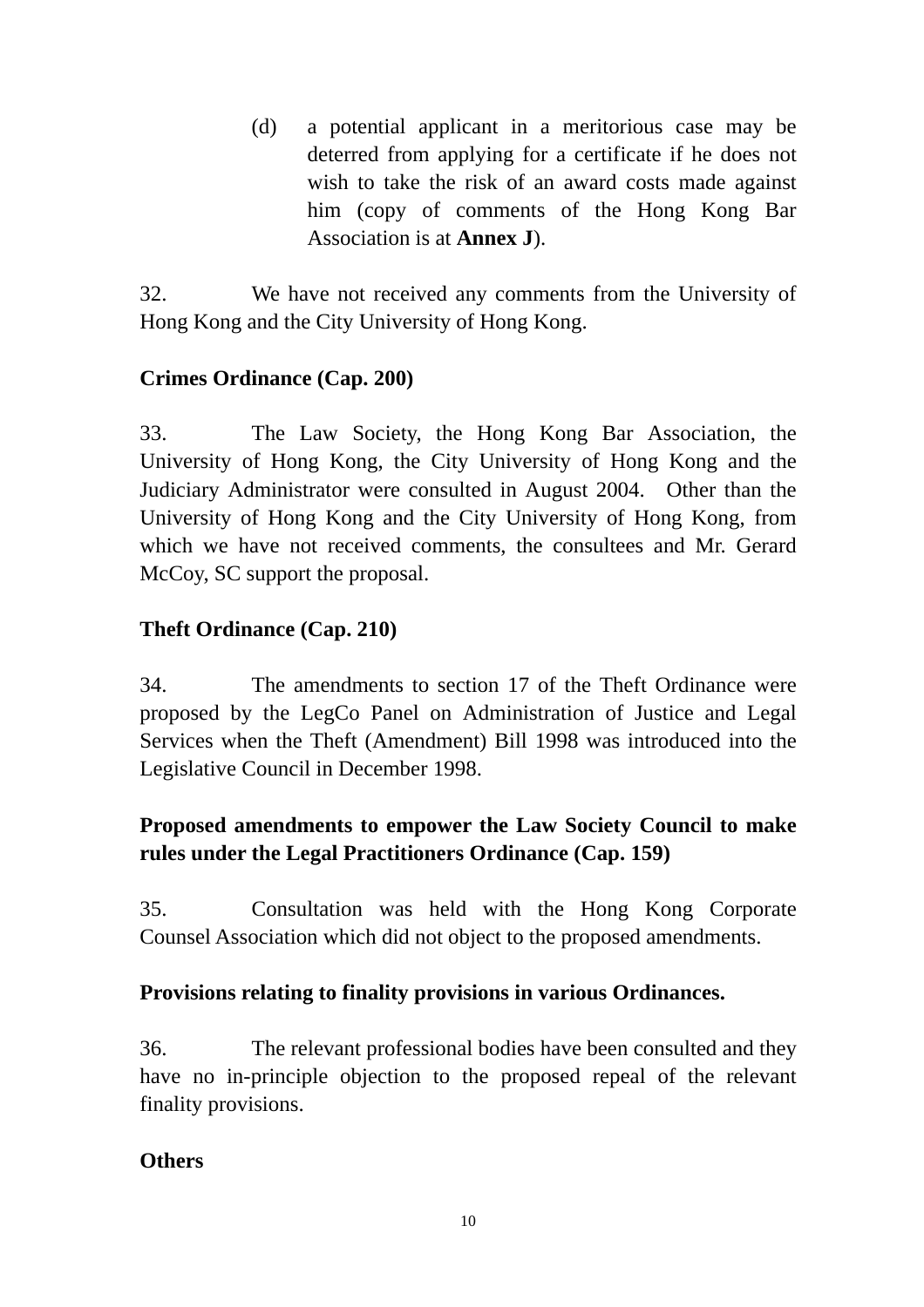(d) a potential applicant in a meritorious case may be deterred from applying for a certificate if he does not wish to take the risk of an award costs made against him (copy of comments of the Hong Kong Bar Association is at **Annex J**).

32. We have not received any comments from the University of Hong Kong and the City University of Hong Kong.

**Crimes Ordinance (Cap. 200)**

33. The Law Society, the Hong Kong Bar Association, the University of Hong Kong, the City University of Hong Kong and the Judiciary Administrator were consulted in August 2004. Other than the University of Hong Kong and the City University of Hong Kong, from which we have not received comments, the consultees and Mr. Gerard McCoy, SC support the proposal.

**Theft Ordinance (Cap. 210)**

34. The amendments to section 17 of the Theft Ordinance were proposed by the LegCo Panel on Administration of Justice and Legal Services when the Theft (Amendment) Bill 1998 was introduced into the Legislative Council in December 1998.

**Proposed amendments to empower the Law Society Council to make rules under the Legal Practitioners Ordinance (Cap. 159)**

35. Consultation was held with the Hong Kong Corporate Counsel Association which did not object to the proposed amendments.

**Provisions relating to finality provisions in various Ordinances.**

36. The relevant professional bodies have been consulted and they have no in-principle objection to the proposed repeal of the relevant finality provisions.

**Others**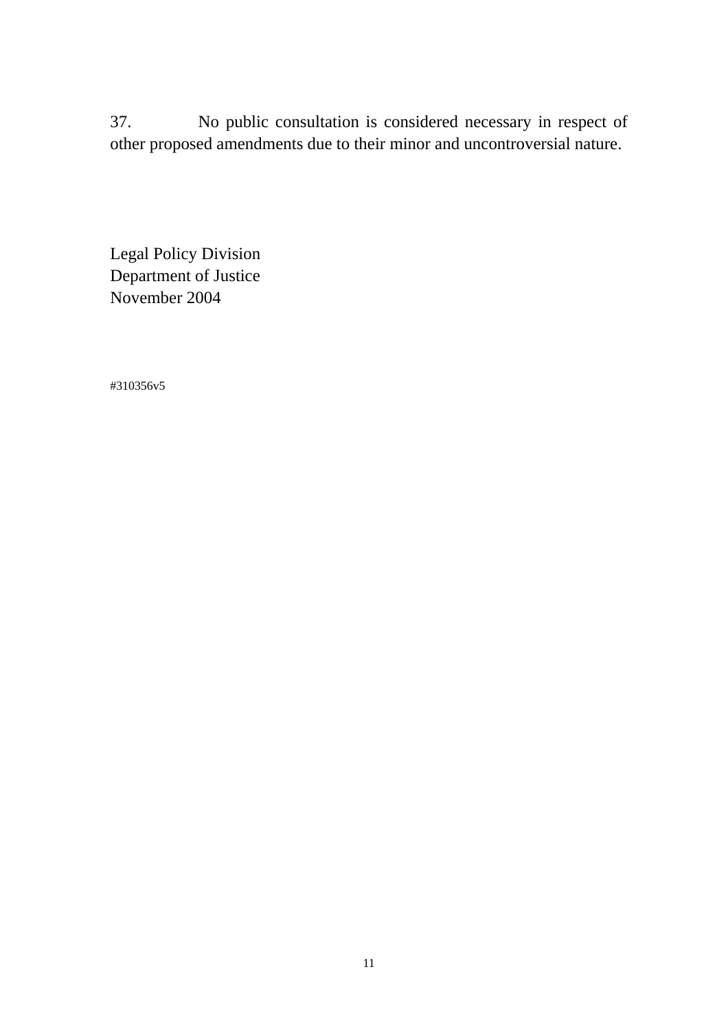37. No public consultation is considered necessary in respect of other proposed amendments due to their minor and uncontroversial nature.

Legal Policy Division
Department of Justice
November 2004

#310356v5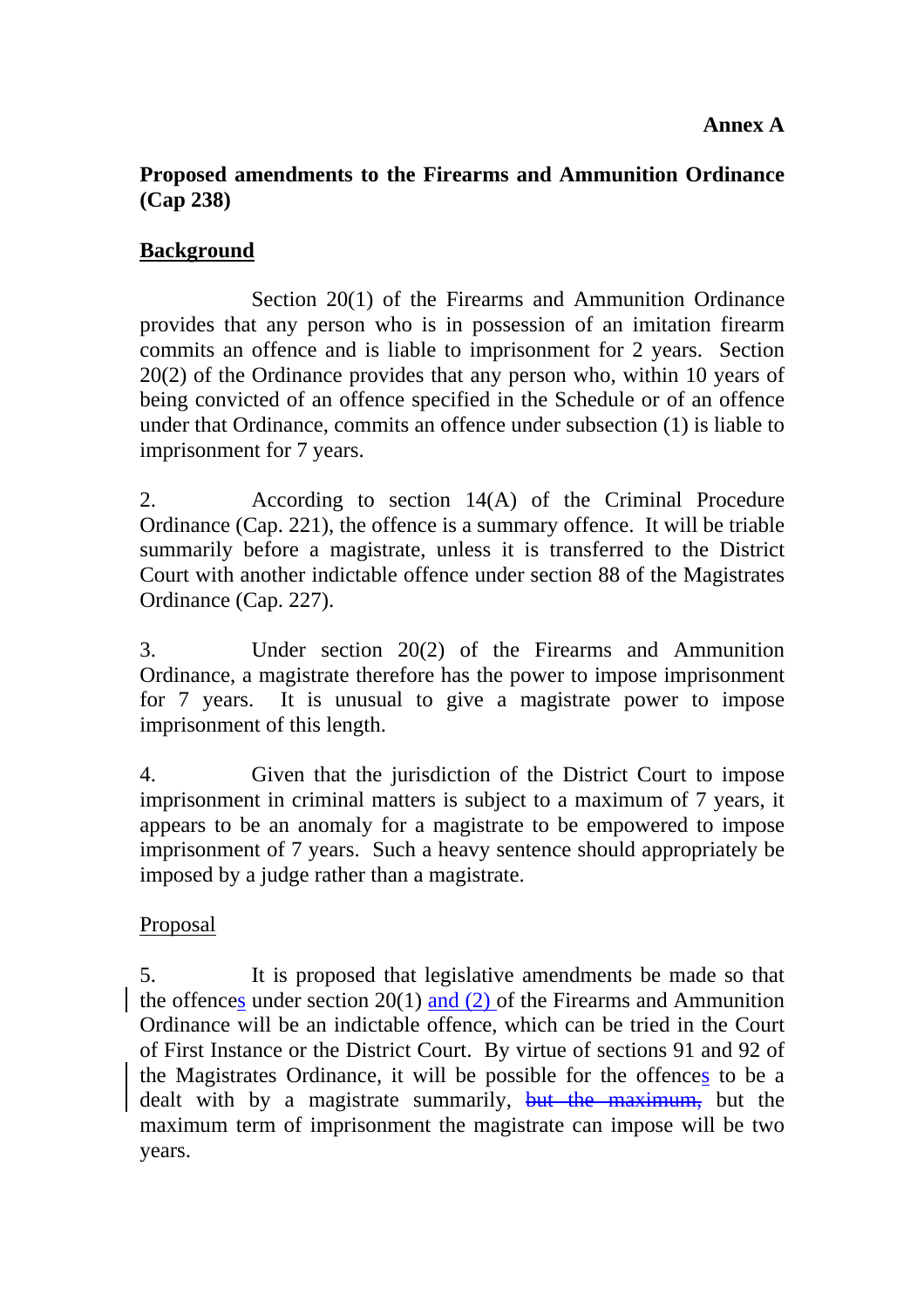**Annex A**

**Proposed amendments to the Firearms and Ammunition Ordinance (Cap 238)**

**<u>Background</u>**

Section 20(1) of the Firearms and Ammunition Ordinance provides that any person who is in possession of an imitation firearm commits an offence and is liable to imprisonment for 2 years. Section 20(2) of the Ordinance provides that any person who, within 10 years of being convicted of an offence specified in the Schedule or of an offence under that Ordinance, commits an offence under subsection (1) is liable to imprisonment for 7 years.

2. According to section 14(A) of the Criminal Procedure Ordinance (Cap. 221), the offence is a summary offence. It will be triable summarily before a magistrate, unless it is transferred to the District Court with another indictable offence under section 88 of the Magistrates Ordinance (Cap. 227).

3. Under section 20(2) of the Firearms and Ammunition Ordinance, a magistrate therefore has the power to impose imprisonment for 7 years. It is unusual to give a magistrate power to impose imprisonment of this length.

4. Given that the jurisdiction of the District Court to impose imprisonment in criminal matters is subject to a maximum of 7 years, it appears to be an anomaly for a magistrate to be empowered to impose imprisonment of 7 years. Such a heavy sentence should appropriately be imposed by a judge rather than a magistrate.

<u>Proposal</u>

5. It is proposed that legislative amendments be made so that the offence<u>s</u> under section 20(1) <u>and (2)</u> of the Firearms and Ammunition Ordinance will be an indictable offence, which can be tried in the Court of First Instance or the District Court. By virtue of sections 91 and 92 of the Magistrates Ordinance, it will be possible for the offence<u>s</u> to be a dealt with by a magistrate summarily, ~~but the maximum,~~ but the maximum term of imprisonment the magistrate can impose will be two years.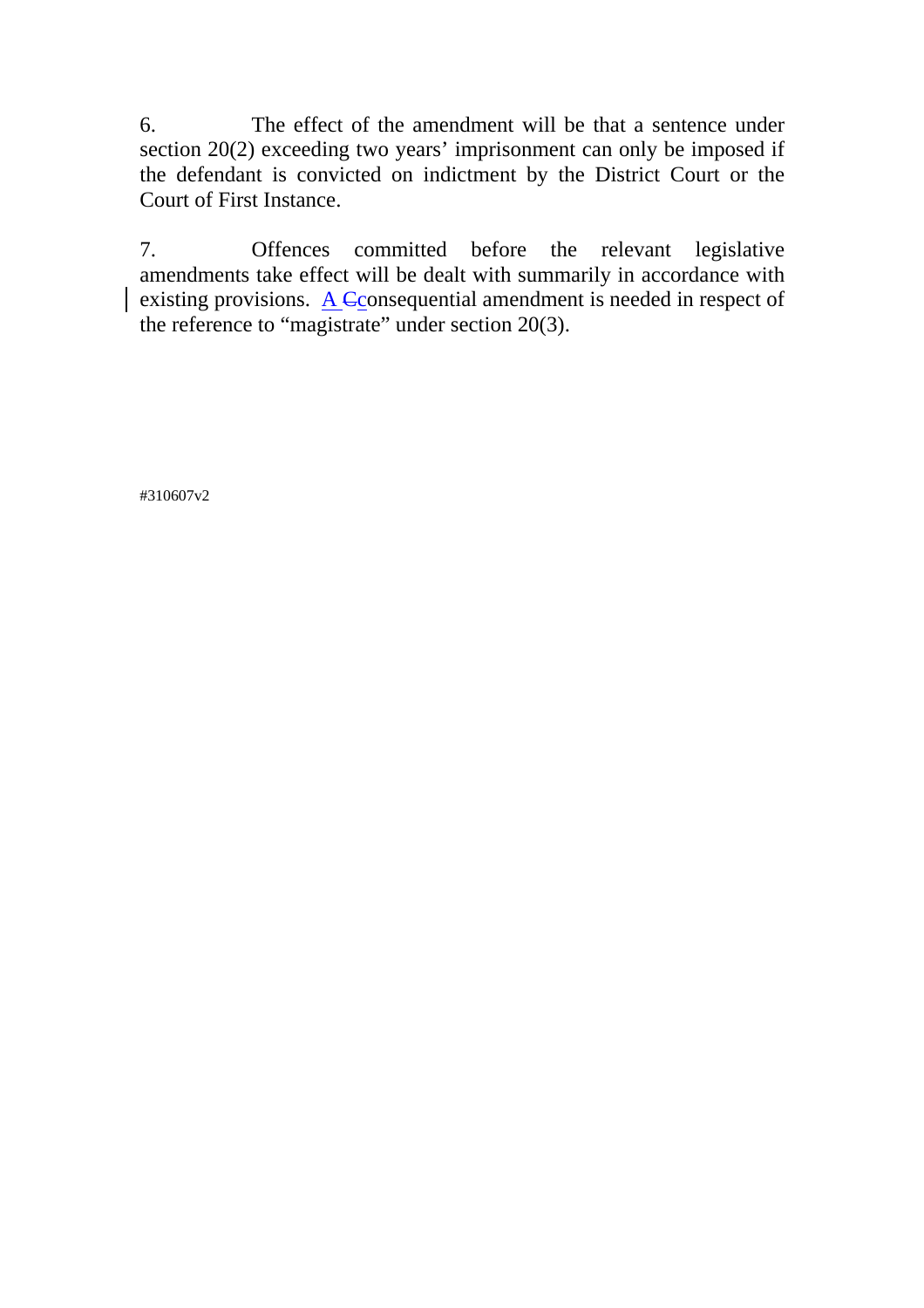6. The effect of the amendment will be that a sentence under section 20(2) exceeding two years' imprisonment can only be imposed if the defendant is convicted on indictment by the District Court or the Court of First Instance.

7. Offences committed before the relevant legislative amendments take effect will be dealt with summarily in accordance with existing provisions. A ~~C~~consequential amendment is needed in respect of the reference to "magistrate" under section 20(3).

#310607v2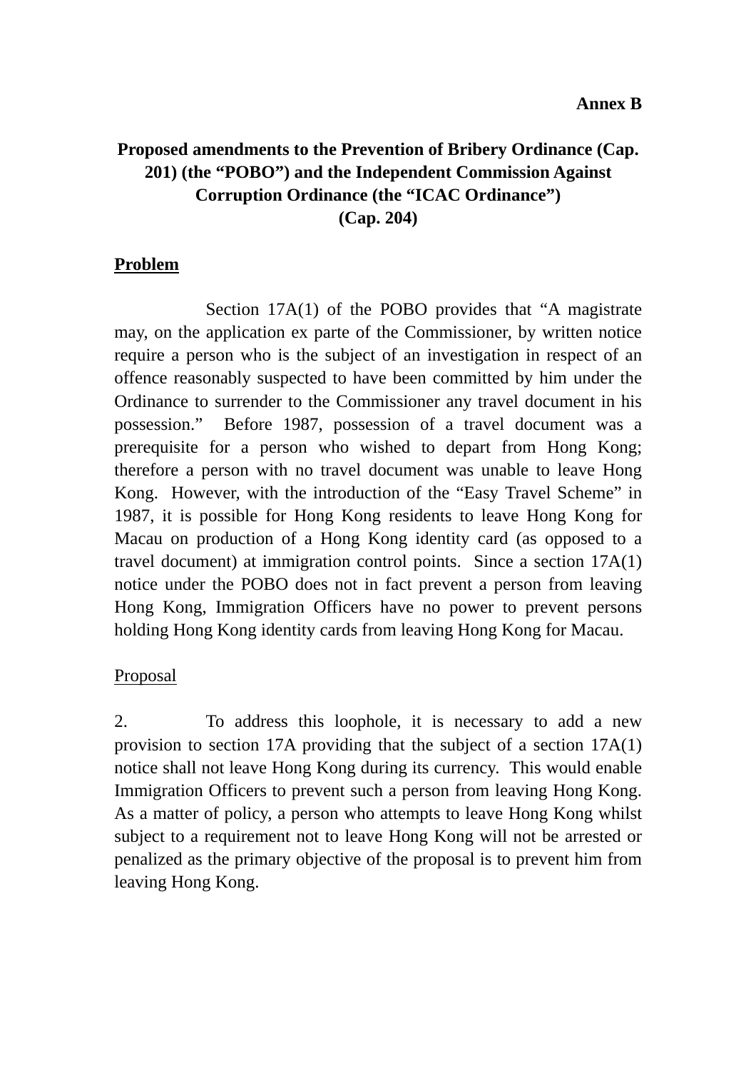**Annex B**

**Proposed amendments to the Prevention of Bribery Ordinance (Cap. 201) (the "POBO") and the Independent Commission Against Corruption Ordinance (the "ICAC Ordinance") (Cap. 204)**

**Problem**

Section 17A(1) of the POBO provides that "A magistrate may, on the application ex parte of the Commissioner, by written notice require a person who is the subject of an investigation in respect of an offence reasonably suspected to have been committed by him under the Ordinance to surrender to the Commissioner any travel document in his possession." Before 1987, possession of a travel document was a prerequisite for a person who wished to depart from Hong Kong; therefore a person with no travel document was unable to leave Hong Kong. However, with the introduction of the "Easy Travel Scheme" in 1987, it is possible for Hong Kong residents to leave Hong Kong for Macau on production of a Hong Kong identity card (as opposed to a travel document) at immigration control points. Since a section 17A(1) notice under the POBO does not in fact prevent a person from leaving Hong Kong, Immigration Officers have no power to prevent persons holding Hong Kong identity cards from leaving Hong Kong for Macau.

Proposal

2. To address this loophole, it is necessary to add a new provision to section 17A providing that the subject of a section 17A(1) notice shall not leave Hong Kong during its currency. This would enable Immigration Officers to prevent such a person from leaving Hong Kong. As a matter of policy, a person who attempts to leave Hong Kong whilst subject to a requirement not to leave Hong Kong will not be arrested or penalized as the primary objective of the proposal is to prevent him from leaving Hong Kong.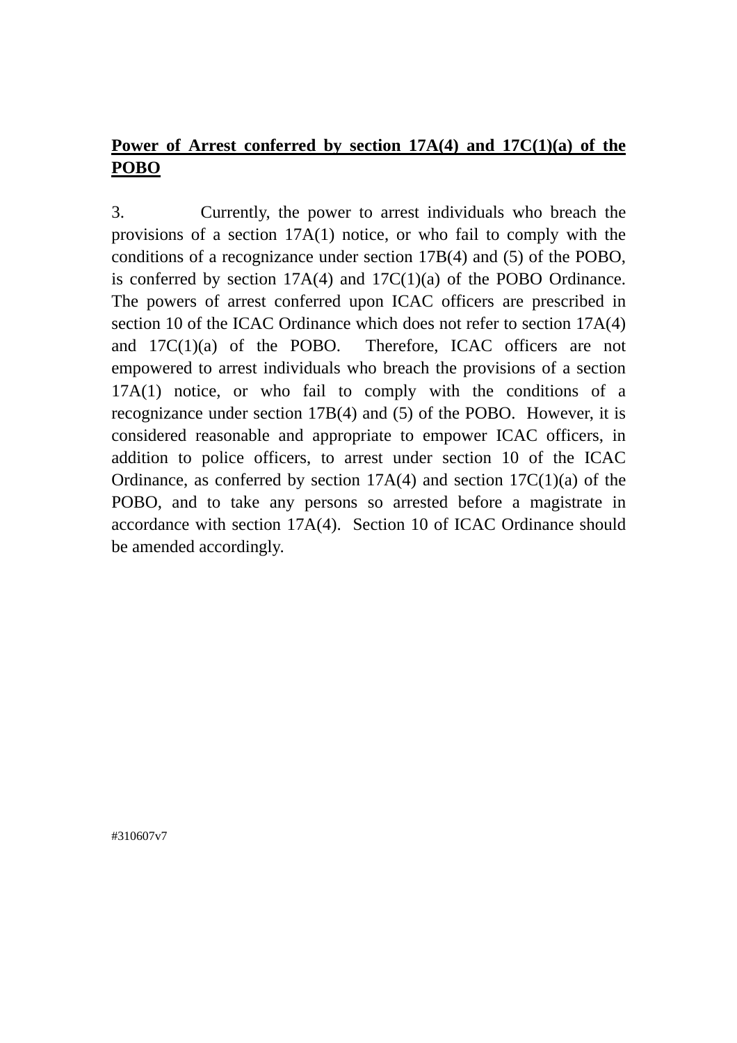**<u>Power of Arrest conferred by section 17A(4) and 17C(1)(a) of the POBO</u>**

3. Currently, the power to arrest individuals who breach the provisions of a section 17A(1) notice, or who fail to comply with the conditions of a recognizance under section 17B(4) and (5) of the POBO, is conferred by section 17A(4) and 17C(1)(a) of the POBO Ordinance. The powers of arrest conferred upon ICAC officers are prescribed in section 10 of the ICAC Ordinance which does not refer to section 17A(4) and 17C(1)(a) of the POBO. Therefore, ICAC officers are not empowered to arrest individuals who breach the provisions of a section 17A(1) notice, or who fail to comply with the conditions of a recognizance under section 17B(4) and (5) of the POBO. However, it is considered reasonable and appropriate to empower ICAC officers, in addition to police officers, to arrest under section 10 of the ICAC Ordinance, as conferred by section 17A(4) and section 17C(1)(a) of the POBO, and to take any persons so arrested before a magistrate in accordance with section 17A(4). Section 10 of ICAC Ordinance should be amended accordingly.

#310607v7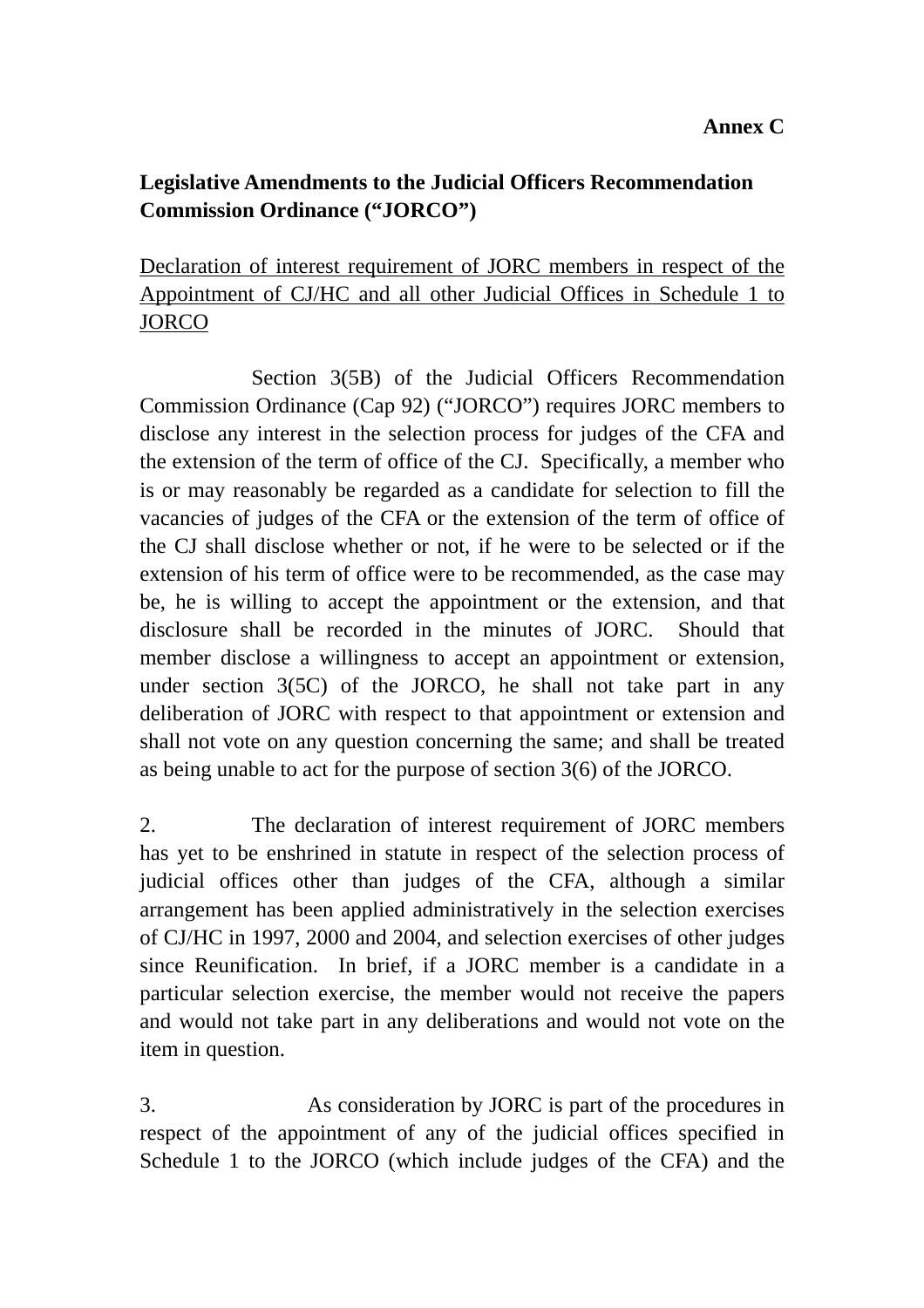**Annex C**

**Legislative Amendments to the Judicial Officers Recommendation Commission Ordinance ("JORCO")**

<u>Declaration of interest requirement of JORC members in respect of the Appointment of CJ/HC and all other Judicial Offices in Schedule 1 to JORCO</u>

Section 3(5B) of the Judicial Officers Recommendation Commission Ordinance (Cap 92) ("JORCO") requires JORC members to disclose any interest in the selection process for judges of the CFA and the extension of the term of office of the CJ. Specifically, a member who is or may reasonably be regarded as a candidate for selection to fill the vacancies of judges of the CFA or the extension of the term of office of the CJ shall disclose whether or not, if he were to be selected or if the extension of his term of office were to be recommended, as the case may be, he is willing to accept the appointment or the extension, and that disclosure shall be recorded in the minutes of JORC. Should that member disclose a willingness to accept an appointment or extension, under section 3(5C) of the JORCO, he shall not take part in any deliberation of JORC with respect to that appointment or extension and shall not vote on any question concerning the same; and shall be treated as being unable to act for the purpose of section 3(6) of the JORCO.

2. The declaration of interest requirement of JORC members has yet to be enshrined in statute in respect of the selection process of judicial offices other than judges of the CFA, although a similar arrangement has been applied administratively in the selection exercises of CJ/HC in 1997, 2000 and 2004, and selection exercises of other judges since Reunification. In brief, if a JORC member is a candidate in a particular selection exercise, the member would not receive the papers and would not take part in any deliberations and would not vote on the item in question.

3. As consideration by JORC is part of the procedures in respect of the appointment of any of the judicial offices specified in Schedule 1 to the JORCO (which include judges of the CFA) and the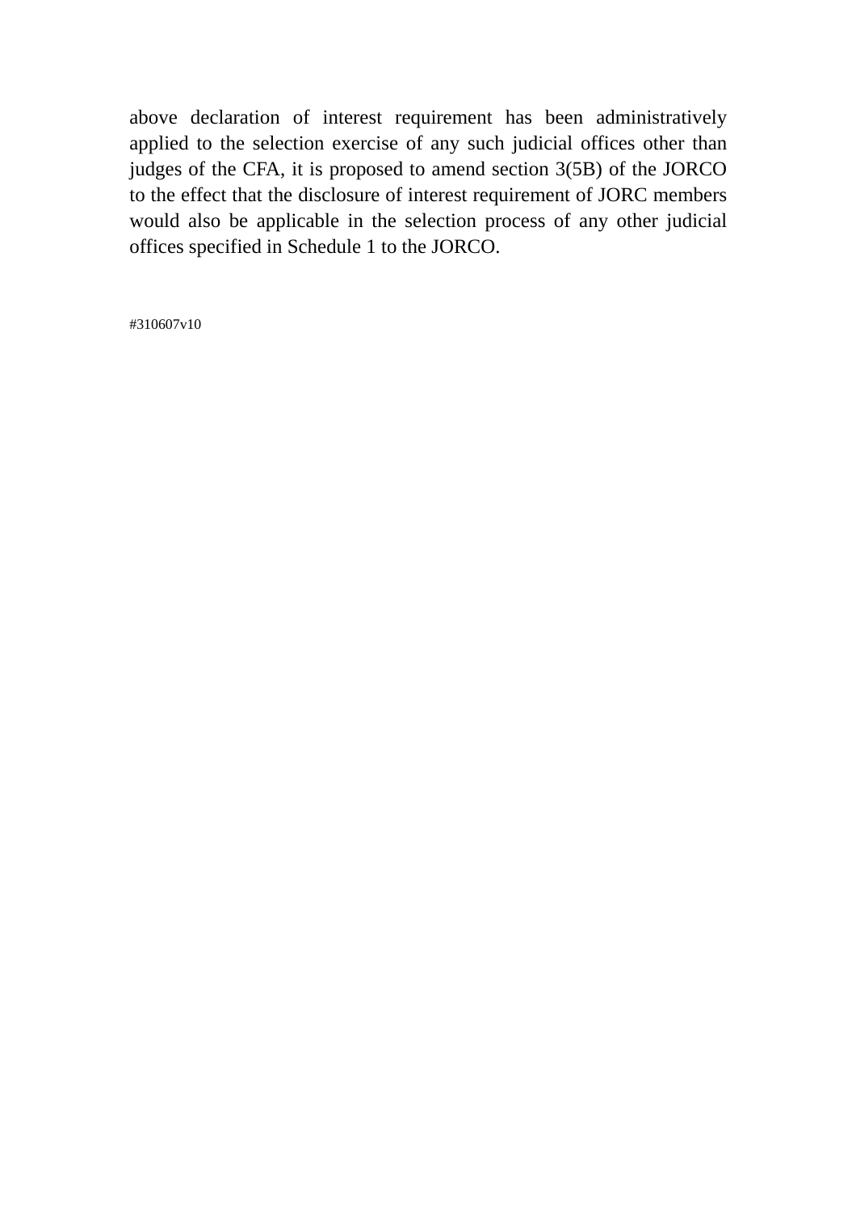above declaration of interest requirement has been administratively applied to the selection exercise of any such judicial offices other than judges of the CFA, it is proposed to amend section 3(5B) of the JORCO to the effect that the disclosure of interest requirement of JORC members would also be applicable in the selection process of any other judicial offices specified in Schedule 1 to the JORCO.

#310607v10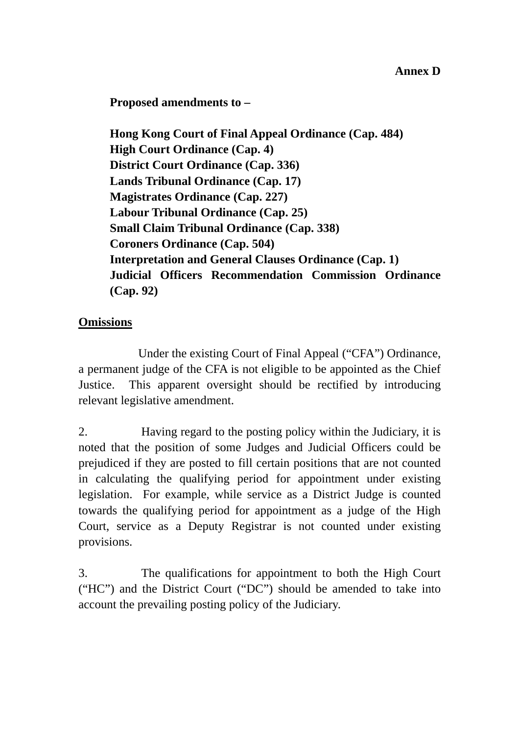**Annex D**

**Proposed amendments to –**

**Hong Kong Court of Final Appeal Ordinance (Cap. 484)**
**High Court Ordinance (Cap. 4)**
**District Court Ordinance (Cap. 336)**
**Lands Tribunal Ordinance (Cap. 17)**
**Magistrates Ordinance (Cap. 227)**
**Labour Tribunal Ordinance (Cap. 25)**
**Small Claim Tribunal Ordinance (Cap. 338)**
**Coroners Ordinance (Cap. 504)**
**Interpretation and General Clauses Ordinance (Cap. 1)**
**Judicial Officers Recommendation Commission Ordinance (Cap. 92)**

## Omissions

Under the existing Court of Final Appeal ("CFA") Ordinance, a permanent judge of the CFA is not eligible to be appointed as the Chief Justice. This apparent oversight should be rectified by introducing relevant legislative amendment.

2. Having regard to the posting policy within the Judiciary, it is noted that the position of some Judges and Judicial Officers could be prejudiced if they are posted to fill certain positions that are not counted in calculating the qualifying period for appointment under existing legislation. For example, while service as a District Judge is counted towards the qualifying period for appointment as a judge of the High Court, service as a Deputy Registrar is not counted under existing provisions.

3. The qualifications for appointment to both the High Court ("HC") and the District Court ("DC") should be amended to take into account the prevailing posting policy of the Judiciary.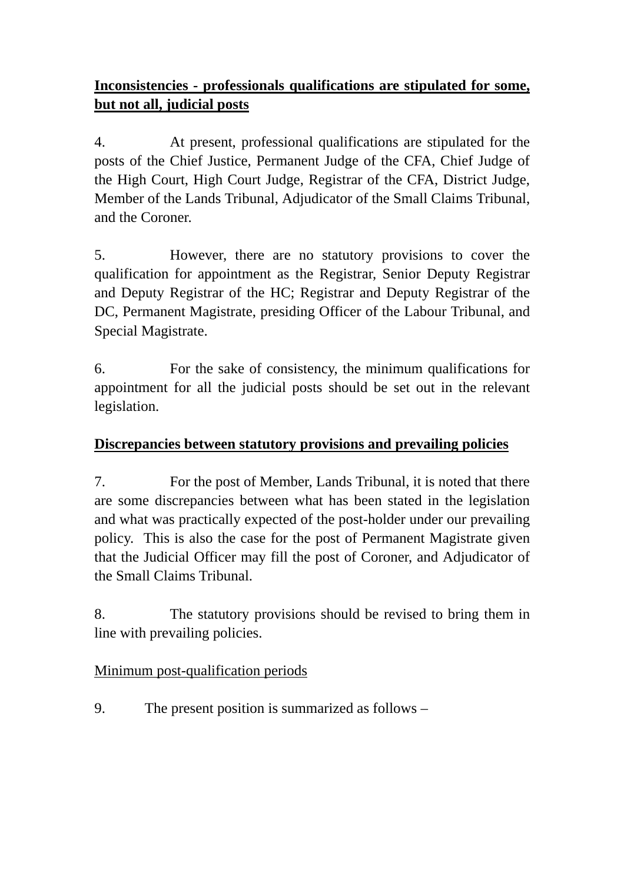**<u>Inconsistencies - professionals qualifications are stipulated for some, but not all, judicial posts</u>**

4. At present, professional qualifications are stipulated for the posts of the Chief Justice, Permanent Judge of the CFA, Chief Judge of the High Court, High Court Judge, Registrar of the CFA, District Judge, Member of the Lands Tribunal, Adjudicator of the Small Claims Tribunal, and the Coroner.

5. However, there are no statutory provisions to cover the qualification for appointment as the Registrar, Senior Deputy Registrar and Deputy Registrar of the HC; Registrar and Deputy Registrar of the DC, Permanent Magistrate, presiding Officer of the Labour Tribunal, and Special Magistrate.

6. For the sake of consistency, the minimum qualifications for appointment for all the judicial posts should be set out in the relevant legislation.

**<u>Discrepancies between statutory provisions and prevailing policies</u>**

7. For the post of Member, Lands Tribunal, it is noted that there are some discrepancies between what has been stated in the legislation and what was practically expected of the post-holder under our prevailing policy. This is also the case for the post of Permanent Magistrate given that the Judicial Officer may fill the post of Coroner, and Adjudicator of the Small Claims Tribunal.

8. The statutory provisions should be revised to bring them in line with prevailing policies.

<u>Minimum post-qualification periods</u>

9. The present position is summarized as follows –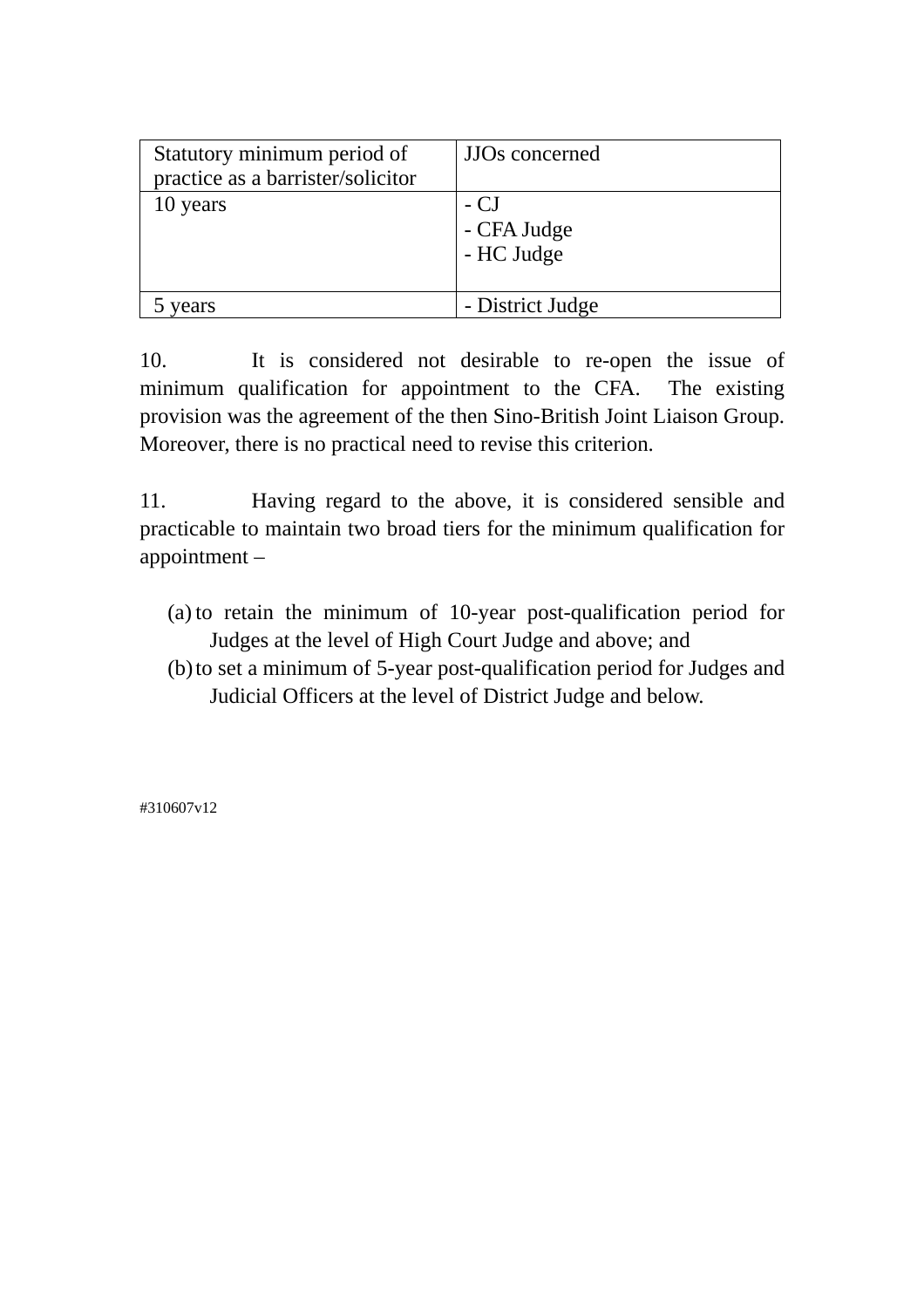| Statutory minimum period of practice as a barrister/solicitor | JJOs concerned |
|---|---|
| 10 years | - CJ<br>- CFA Judge<br>- HC Judge |
| 5 years | - District Judge |

10. It is considered not desirable to re-open the issue of minimum qualification for appointment to the CFA. The existing provision was the agreement of the then Sino-British Joint Liaison Group. Moreover, there is no practical need to revise this criterion.

11. Having regard to the above, it is considered sensible and practicable to maintain two broad tiers for the minimum qualification for appointment –

(a) to retain the minimum of 10-year post-qualification period for Judges at the level of High Court Judge and above; and

(b) to set a minimum of 5-year post-qualification period for Judges and Judicial Officers at the level of District Judge and below.

#310607v12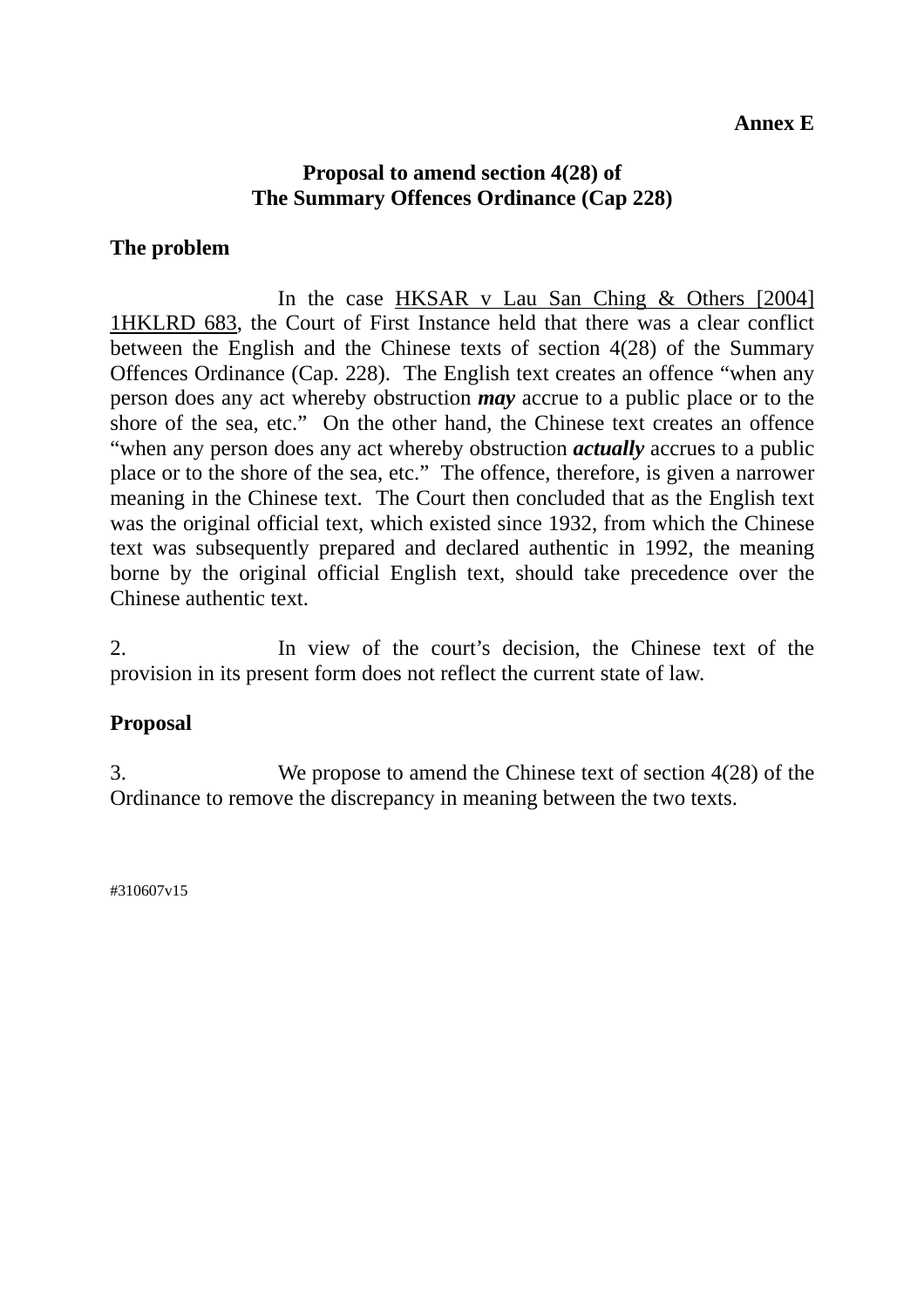**Annex E**

## Proposal to amend section 4(28) of The Summary Offences Ordinance (Cap 228)

### The problem

In the case HKSAR v Lau San Ching & Others [2004] 1HKLRD 683, the Court of First Instance held that there was a clear conflict between the English and the Chinese texts of section 4(28) of the Summary Offences Ordinance (Cap. 228). The English text creates an offence "when any person does any act whereby obstruction ***may*** accrue to a public place or to the shore of the sea, etc." On the other hand, the Chinese text creates an offence "when any person does any act whereby obstruction ***actually*** accrues to a public place or to the shore of the sea, etc." The offence, therefore, is given a narrower meaning in the Chinese text. The Court then concluded that as the English text was the original official text, which existed since 1932, from which the Chinese text was subsequently prepared and declared authentic in 1992, the meaning borne by the original official English text, should take precedence over the Chinese authentic text.

2. In view of the court's decision, the Chinese text of the provision in its present form does not reflect the current state of law.

### Proposal

3. We propose to amend the Chinese text of section 4(28) of the Ordinance to remove the discrepancy in meaning between the two texts.

#310607v15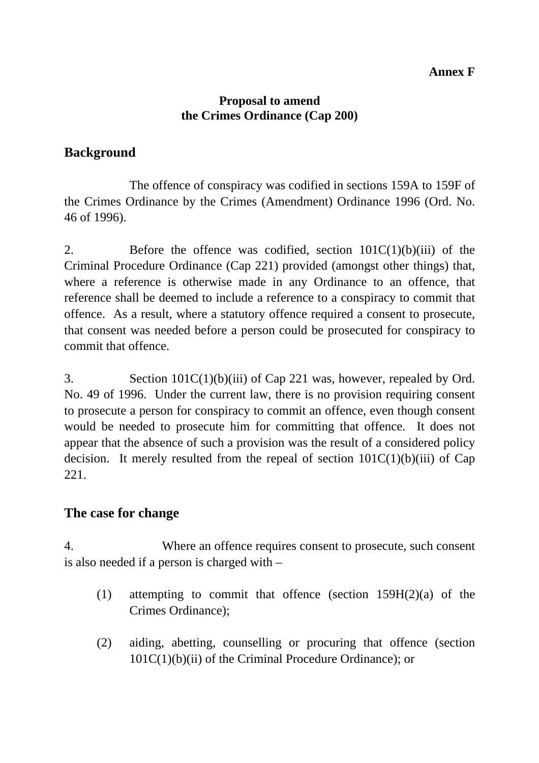**Annex F**

**Proposal to amend**
**the Crimes Ordinance (Cap 200)**

## Background

The offence of conspiracy was codified in sections 159A to 159F of the Crimes Ordinance by the Crimes (Amendment) Ordinance 1996 (Ord. No. 46 of 1996).

2. Before the offence was codified, section 101C(1)(b)(iii) of the Criminal Procedure Ordinance (Cap 221) provided (amongst other things) that, where a reference is otherwise made in any Ordinance to an offence, that reference shall be deemed to include a reference to a conspiracy to commit that offence. As a result, where a statutory offence required a consent to prosecute, that consent was needed before a person could be prosecuted for conspiracy to commit that offence.

3. Section 101C(1)(b)(iii) of Cap 221 was, however, repealed by Ord. No. 49 of 1996. Under the current law, there is no provision requiring consent to prosecute a person for conspiracy to commit an offence, even though consent would be needed to prosecute him for committing that offence. It does not appear that the absence of such a provision was the result of a considered policy decision. It merely resulted from the repeal of section 101C(1)(b)(iii) of Cap 221.

## The case for change

4. Where an offence requires consent to prosecute, such consent is also needed if a person is charged with –

(1) attempting to commit that offence (section 159H(2)(a) of the Crimes Ordinance);

(2) aiding, abetting, counselling or procuring that offence (section 101C(1)(b)(ii) of the Criminal Procedure Ordinance); or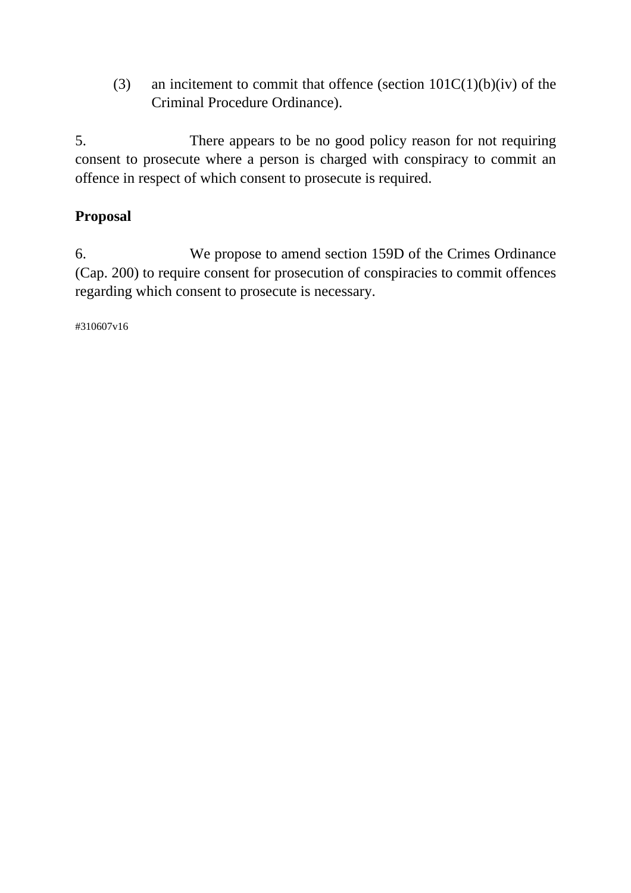(3) an incitement to commit that offence (section 101C(1)(b)(iv) of the Criminal Procedure Ordinance).

5. There appears to be no good policy reason for not requiring consent to prosecute where a person is charged with conspiracy to commit an offence in respect of which consent to prosecute is required.

**Proposal**

6. We propose to amend section 159D of the Crimes Ordinance (Cap. 200) to require consent for prosecution of conspiracies to commit offences regarding which consent to prosecute is necessary.

#310607v16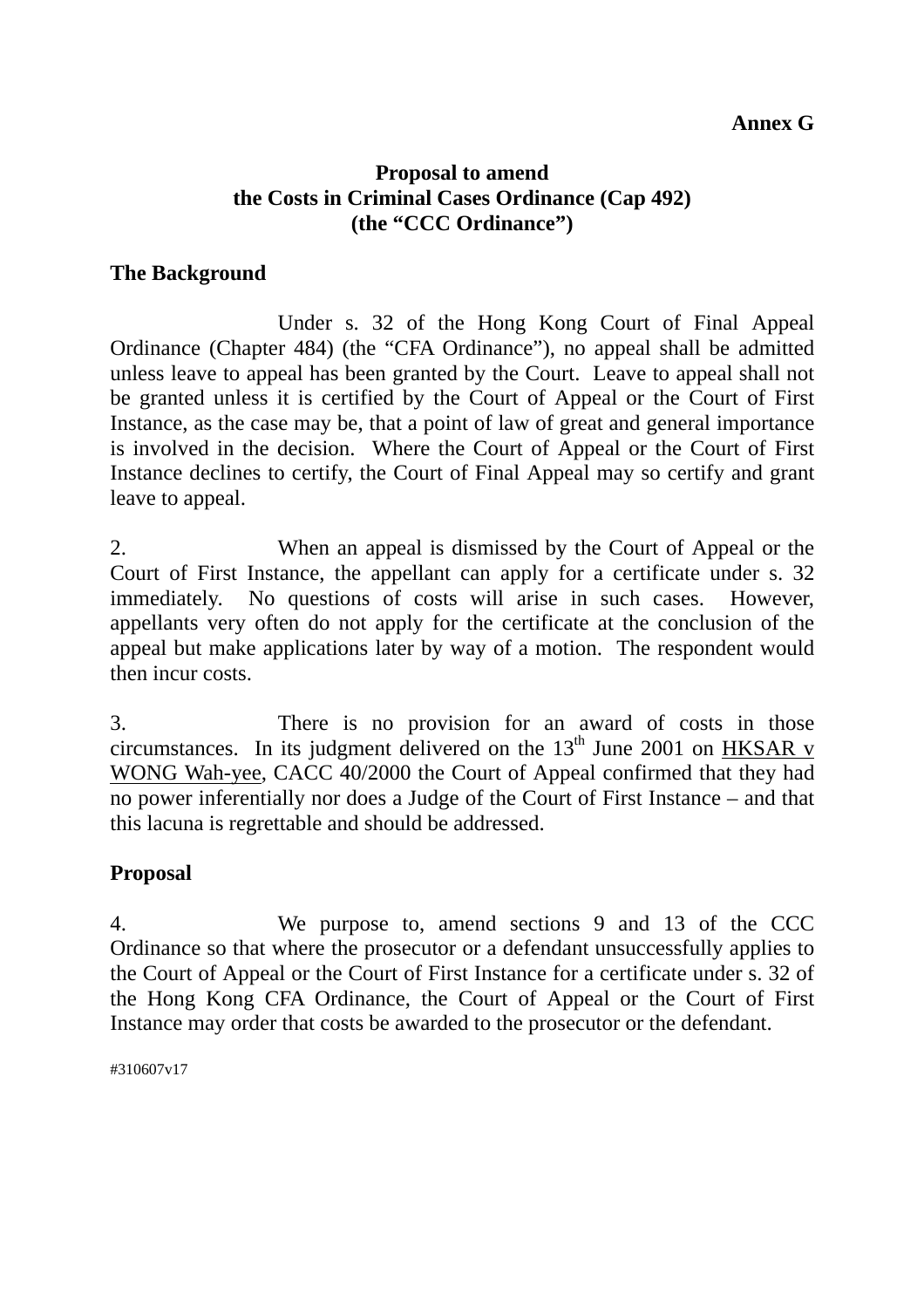**Annex G**

## Proposal to amend the Costs in Criminal Cases Ordinance (Cap 492) (the "CCC Ordinance")

### The Background

Under s. 32 of the Hong Kong Court of Final Appeal Ordinance (Chapter 484) (the "CFA Ordinance"), no appeal shall be admitted unless leave to appeal has been granted by the Court. Leave to appeal shall not be granted unless it is certified by the Court of Appeal or the Court of First Instance, as the case may be, that a point of law of great and general importance is involved in the decision. Where the Court of Appeal or the Court of First Instance declines to certify, the Court of Final Appeal may so certify and grant leave to appeal.

2. When an appeal is dismissed by the Court of Appeal or the Court of First Instance, the appellant can apply for a certificate under s. 32 immediately. No questions of costs will arise in such cases. However, appellants very often do not apply for the certificate at the conclusion of the appeal but make applications later by way of a motion. The respondent would then incur costs.

3. There is no provision for an award of costs in those circumstances. In its judgment delivered on the 13th June 2001 on HKSAR v WONG Wah-yee, CACC 40/2000 the Court of Appeal confirmed that they had no power inferentially nor does a Judge of the Court of First Instance – and that this lacuna is regrettable and should be addressed.

### Proposal

4. We purpose to, amend sections 9 and 13 of the CCC Ordinance so that where the prosecutor or a defendant unsuccessfully applies to the Court of Appeal or the Court of First Instance for a certificate under s. 32 of the Hong Kong CFA Ordinance, the Court of Appeal or the Court of First Instance may order that costs be awarded to the prosecutor or the defendant.

#310607v17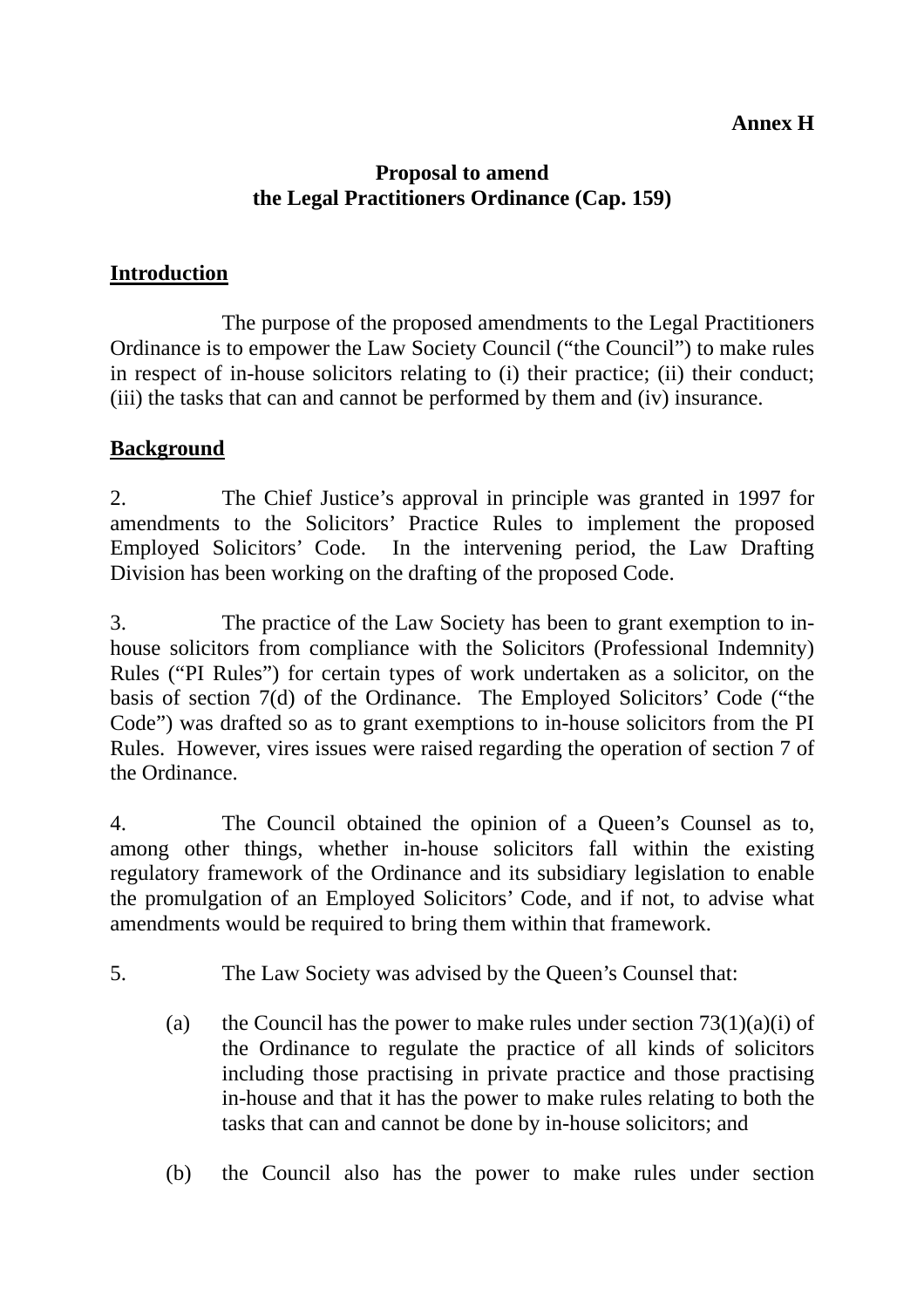**Annex H**

**Proposal to amend**
**the Legal Practitioners Ordinance (Cap. 159)**

## Introduction

The purpose of the proposed amendments to the Legal Practitioners Ordinance is to empower the Law Society Council ("the Council") to make rules in respect of in-house solicitors relating to (i) their practice; (ii) their conduct; (iii) the tasks that can and cannot be performed by them and (iv) insurance.

## Background

2. The Chief Justice's approval in principle was granted in 1997 for amendments to the Solicitors' Practice Rules to implement the proposed Employed Solicitors' Code. In the intervening period, the Law Drafting Division has been working on the drafting of the proposed Code.

3. The practice of the Law Society has been to grant exemption to in-house solicitors from compliance with the Solicitors (Professional Indemnity) Rules ("PI Rules") for certain types of work undertaken as a solicitor, on the basis of section 7(d) of the Ordinance. The Employed Solicitors' Code ("the Code") was drafted so as to grant exemptions to in-house solicitors from the PI Rules. However, vires issues were raised regarding the operation of section 7 of the Ordinance.

4. The Council obtained the opinion of a Queen's Counsel as to, among other things, whether in-house solicitors fall within the existing regulatory framework of the Ordinance and its subsidiary legislation to enable the promulgation of an Employed Solicitors' Code, and if not, to advise what amendments would be required to bring them within that framework.

5. The Law Society was advised by the Queen's Counsel that:

(a) the Council has the power to make rules under section 73(1)(a)(i) of the Ordinance to regulate the practice of all kinds of solicitors including those practising in private practice and those practising in-house and that it has the power to make rules relating to both the tasks that can and cannot be done by in-house solicitors; and

(b) the Council also has the power to make rules under section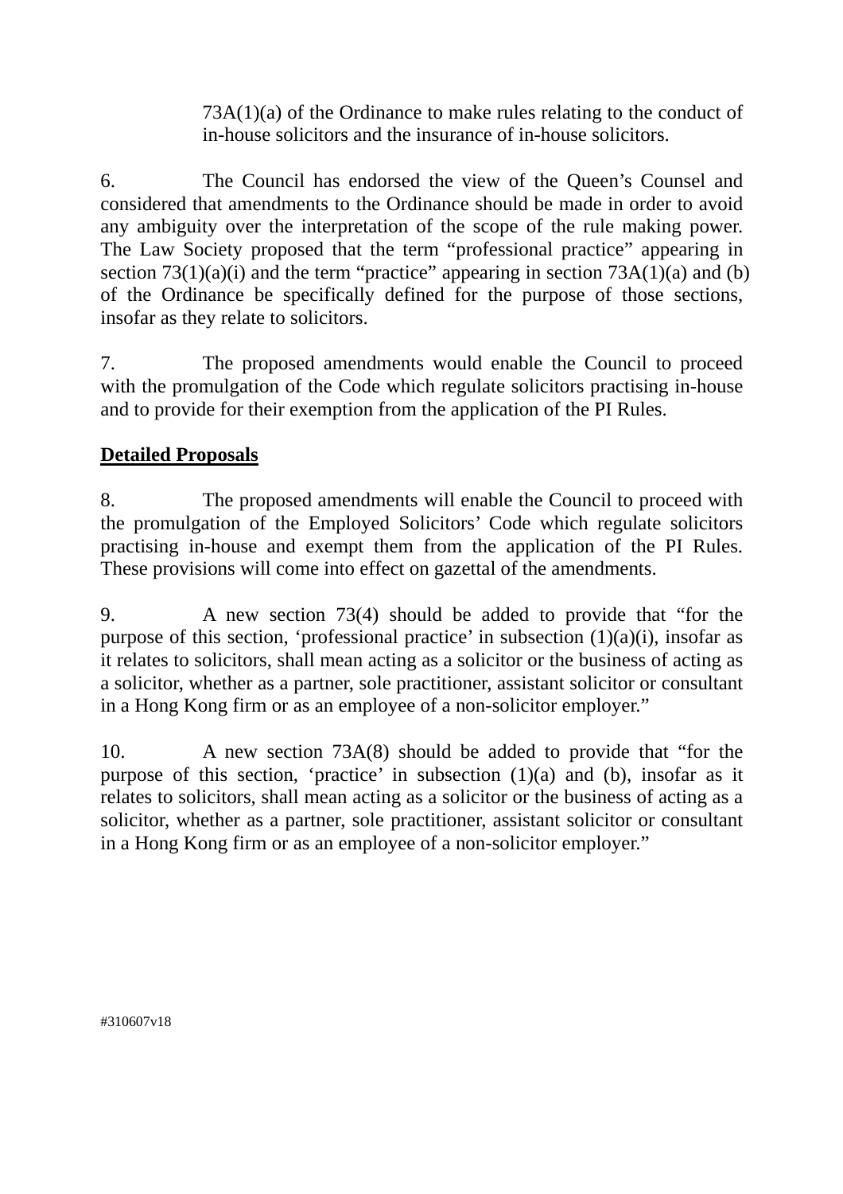73A(1)(a) of the Ordinance to make rules relating to the conduct of in-house solicitors and the insurance of in-house solicitors.

6. The Council has endorsed the view of the Queen's Counsel and considered that amendments to the Ordinance should be made in order to avoid any ambiguity over the interpretation of the scope of the rule making power. The Law Society proposed that the term "professional practice" appearing in section 73(1)(a)(i) and the term "practice" appearing in section 73A(1)(a) and (b) of the Ordinance be specifically defined for the purpose of those sections, insofar as they relate to solicitors.

7. The proposed amendments would enable the Council to proceed with the promulgation of the Code which regulate solicitors practising in-house and to provide for their exemption from the application of the PI Rules.

**Detailed Proposals**

8. The proposed amendments will enable the Council to proceed with the promulgation of the Employed Solicitors' Code which regulate solicitors practising in-house and exempt them from the application of the PI Rules. These provisions will come into effect on gazettal of the amendments.

9. A new section 73(4) should be added to provide that "for the purpose of this section, 'professional practice' in subsection (1)(a)(i), insofar as it relates to solicitors, shall mean acting as a solicitor or the business of acting as a solicitor, whether as a partner, sole practitioner, assistant solicitor or consultant in a Hong Kong firm or as an employee of a non-solicitor employer."

10. A new section 73A(8) should be added to provide that "for the purpose of this section, 'practice' in subsection (1)(a) and (b), insofar as it relates to solicitors, shall mean acting as a solicitor or the business of acting as a solicitor, whether as a partner, sole practitioner, assistant solicitor or consultant in a Hong Kong firm or as an employee of a non-solicitor employer."

#310607v18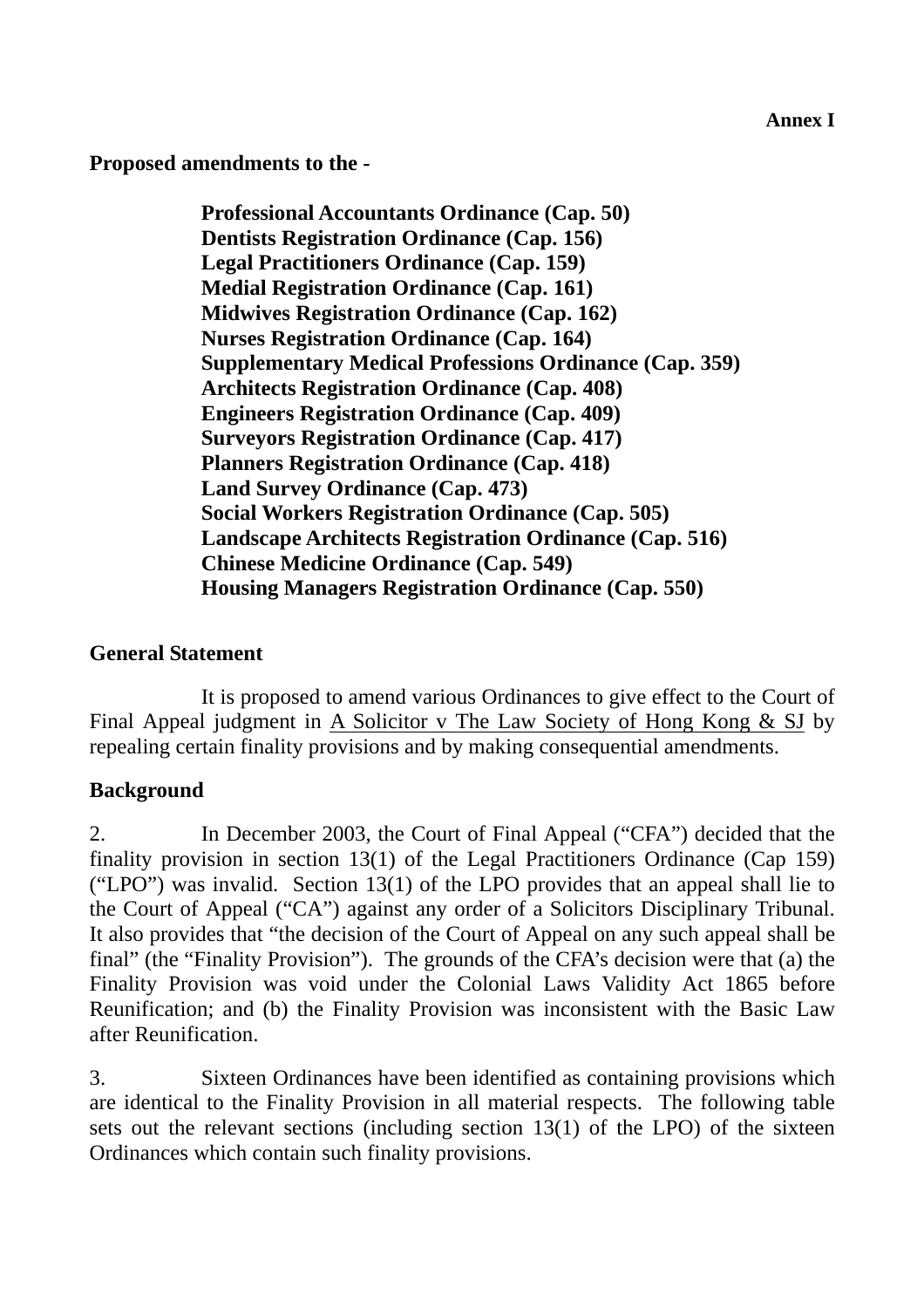**Annex I**

**Proposed amendments to the -**

**Professional Accountants Ordinance (Cap. 50)**
**Dentists Registration Ordinance (Cap. 156)**
**Legal Practitioners Ordinance (Cap. 159)**
**Medial Registration Ordinance (Cap. 161)**
**Midwives Registration Ordinance (Cap. 162)**
**Nurses Registration Ordinance (Cap. 164)**
**Supplementary Medical Professions Ordinance (Cap. 359)**
**Architects Registration Ordinance (Cap. 408)**
**Engineers Registration Ordinance (Cap. 409)**
**Surveyors Registration Ordinance (Cap. 417)**
**Planners Registration Ordinance (Cap. 418)**
**Land Survey Ordinance (Cap. 473)**
**Social Workers Registration Ordinance (Cap. 505)**
**Landscape Architects Registration Ordinance (Cap. 516)**
**Chinese Medicine Ordinance (Cap. 549)**
**Housing Managers Registration Ordinance (Cap. 550)**

**General Statement**

It is proposed to amend various Ordinances to give effect to the Court of Final Appeal judgment in A Solicitor v The Law Society of Hong Kong & SJ by repealing certain finality provisions and by making consequential amendments.

**Background**

2. In December 2003, the Court of Final Appeal ("CFA") decided that the finality provision in section 13(1) of the Legal Practitioners Ordinance (Cap 159) ("LPO") was invalid. Section 13(1) of the LPO provides that an appeal shall lie to the Court of Appeal ("CA") against any order of a Solicitors Disciplinary Tribunal. It also provides that "the decision of the Court of Appeal on any such appeal shall be final" (the "Finality Provision"). The grounds of the CFA's decision were that (a) the Finality Provision was void under the Colonial Laws Validity Act 1865 before Reunification; and (b) the Finality Provision was inconsistent with the Basic Law after Reunification.

3. Sixteen Ordinances have been identified as containing provisions which are identical to the Finality Provision in all material respects. The following table sets out the relevant sections (including section 13(1) of the LPO) of the sixteen Ordinances which contain such finality provisions.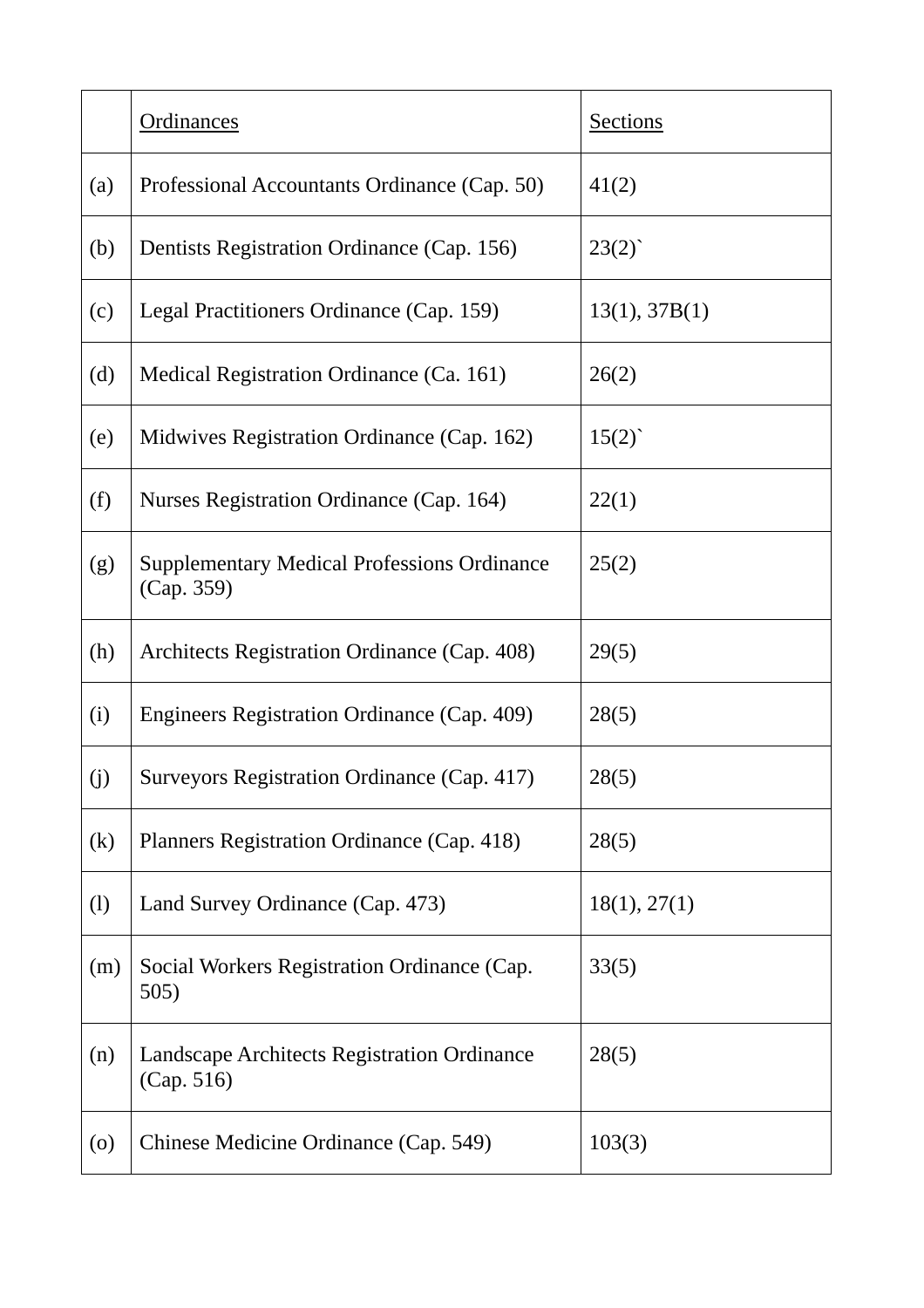| | Ordinances | Sections |
|---|---|---|
| (a) | Professional Accountants Ordinance (Cap. 50) | 41(2) |
| (b) | Dentists Registration Ordinance (Cap. 156) | 23(2)` |
| (c) | Legal Practitioners Ordinance (Cap. 159) | 13(1), 37B(1) |
| (d) | Medical Registration Ordinance (Ca. 161) | 26(2) |
| (e) | Midwives Registration Ordinance (Cap. 162) | 15(2)` |
| (f) | Nurses Registration Ordinance (Cap. 164) | 22(1) |
| (g) | Supplementary Medical Professions Ordinance (Cap. 359) | 25(2) |
| (h) | Architects Registration Ordinance (Cap. 408) | 29(5) |
| (i) | Engineers Registration Ordinance (Cap. 409) | 28(5) |
| (j) | Surveyors Registration Ordinance (Cap. 417) | 28(5) |
| (k) | Planners Registration Ordinance (Cap. 418) | 28(5) |
| (l) | Land Survey Ordinance (Cap. 473) | 18(1), 27(1) |
| (m) | Social Workers Registration Ordinance (Cap. 505) | 33(5) |
| (n) | Landscape Architects Registration Ordinance (Cap. 516) | 28(5) |
| (o) | Chinese Medicine Ordinance (Cap. 549) | 103(3) |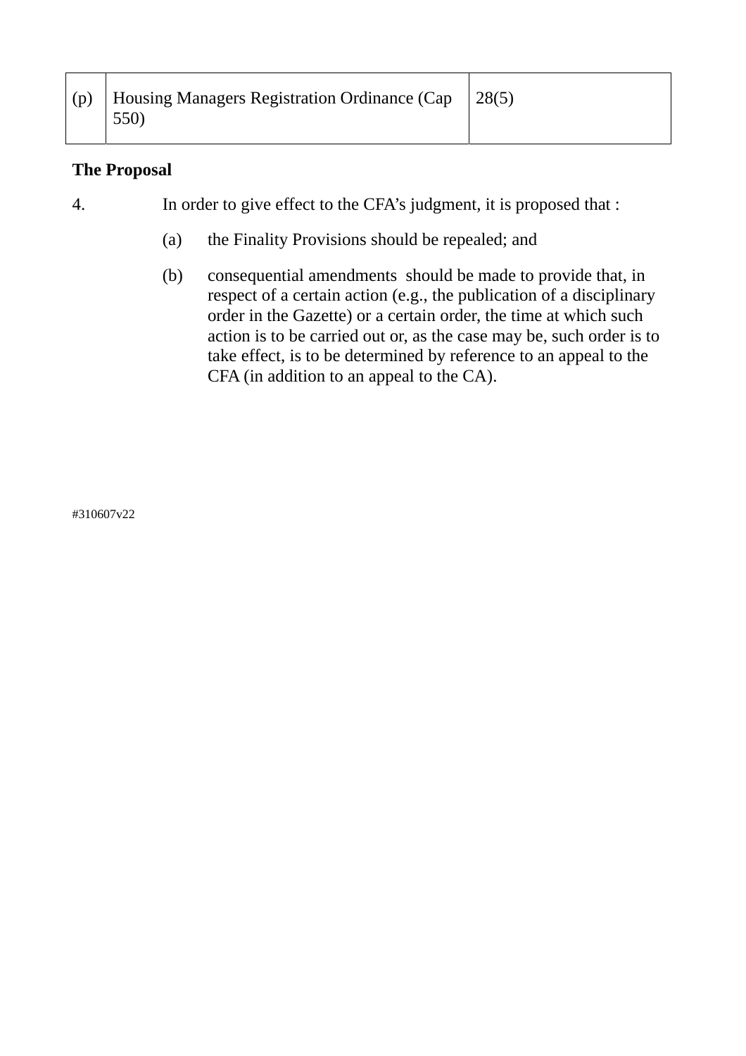| (p) | Housing Managers Registration Ordinance (Cap 550) | 28(5) |
|---|---|---|

**The Proposal**

4. In order to give effect to the CFA's judgment, it is proposed that :

   (a) the Finality Provisions should be repealed; and

   (b) consequential amendments should be made to provide that, in respect of a certain action (e.g., the publication of a disciplinary order in the Gazette) or a certain order, the time at which such action is to be carried out or, as the case may be, such order is to take effect, is to be determined by reference to an appeal to the CFA (in addition to an appeal to the CA).

#310607v22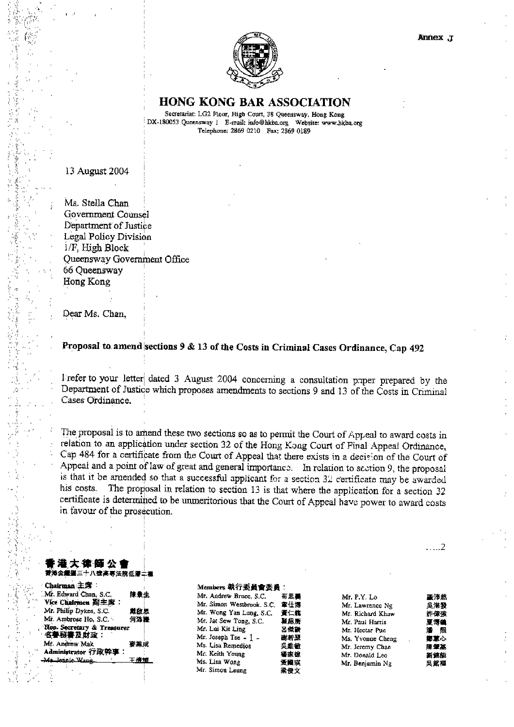Annex J

# HONG KONG BAR ASSOCIATION

Secretariat: LG2 Floor, High Court, 38 Queensway, Hong Kong
DX-180053 Queensway 1 E-mail: info@hkba.org Website: www.hkba.org
Telephone: 2869 0210 Fax: 2869 0189

13 August 2004

Ms. Stella Chan
Government Counsel
Department of Justice
Legal Policy Division
1/F, High Block
Queensway Government Office
66 Queensway
Hong Kong

Dear Ms. Chan,

**Proposal to amend sections 9 & 13 of the Costs in Criminal Cases Ordinance, Cap 492**

I refer to your letter dated 3 August 2004 concerning a consultation paper prepared by the Department of Justice which proposes amendments to sections 9 and 13 of the Costs in Criminal Cases Ordinance.

The proposal is to amend these two sections so as to permit the Court of Appeal to award costs in relation to an application under section 32 of the Hong Kong Court of Final Appeal Ordinance, Cap 484 for a certificate from the Court of Appeal that there exists in a decision of the Court of Appeal and a point of law of great and general importance. In relation to section 9, the proposal is that it be amended so that a successful applicant for a section 32 certificate may be awarded his costs. The proposal in relation to section 13 is that where the application for a section 32 certificate is determined to be unmeritorious that the Court of Appeal have power to award costs in favour of the prosecution.

.....2

**香港大律師公會**
香港金鐘道三十八號高等法院低層二樓

| Chairman 主席： | |
|---|---|
| Mr. Edward Chan, S.C. | 陳景生 |
| Vice Chairmen 副主席： | |
| Mr. Philip Dykes, S.C. | 戴啟思 |
| Mr. Ambrose Ho, S.C. | 何沛謙 |
| Hon. Secretary & Treasurer 名譽秘書及財政： | |
| Mr. Andrew Mak | 麥業成 |
| Administrator 行政幹事： | |
| Ms. Jennie Wang | 王慎恤 |

Members 執行委員會委員：

| | | | |
|---|---|---|---|
| Mr. Andrew Bruce, S.C. | 布思義 | Mr. P.Y. Lo | 盧沛然 |
| Mr. Simon Westbrook, S.C. | 韋仕博 | Mr. Lawrence Ng | 吳港發 |
| Mr. Wong Yan Lung, S.C. | 黃仁龍 | Mr. Richard Khaw | 許偉強 |
| Mr. Jat Sew Tong, S.C. | 翟紹唐 | Mr. Paul Harris | 夏博義 |
| Mr. Lui Kit Ling | 呂傑齡 | Mr. Hectar Pun | 潘熙 |
| Mr. Joseph Tse | 謝若瑟 | Ms. Yvonne Cheng | 鄭蕙心 |
| Ms. Lisa Remedios | 吳維敏 | Mr. Jeremy Chan | 陳耀基 |
| Mr. Keith Yeung | 楊家雄 | Mr. Donald Leo | 劉德韶 |
| Ms. Lisa Wong | 黃國瑛 | Mr. Benjamin Ng | 吳銘櫃 |
| Mr. Simon Leung | 梁俊文 | | |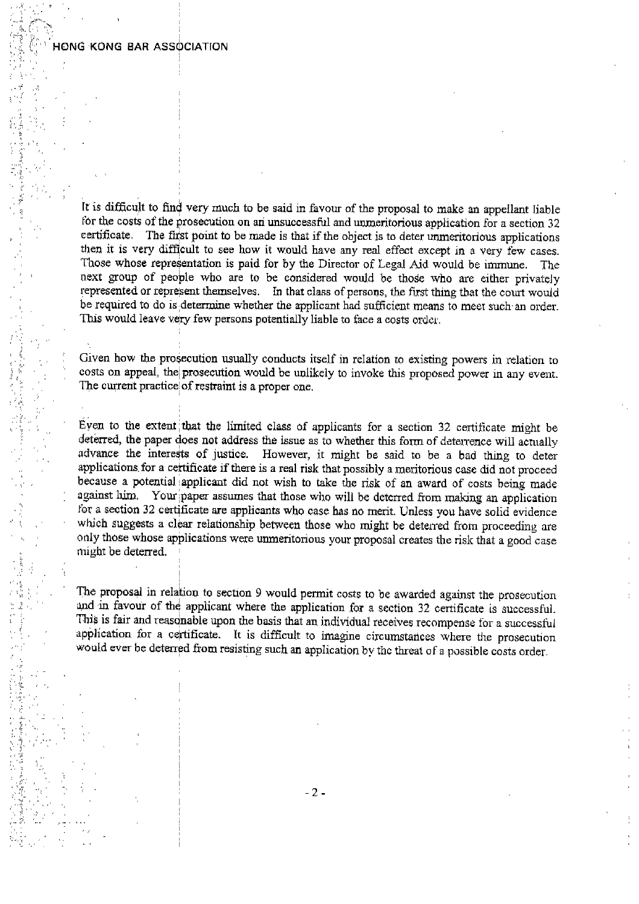It is difficult to find very much to be said in favour of the proposal to make an appellant liable for the costs of the prosecution on an unsuccessful and unmeritorious application for a section 32 certificate. The first point to be made is that if the object is to deter unmeritorious applications then it is very difficult to see how it would have any real effect except in a very few cases. Those whose representation is paid for by the Director of Legal Aid would be immune. The next group of people who are to be considered would be those who are either privately represented or represent themselves. In that class of persons, the first thing that the court would be required to do is determine whether the applicant had sufficient means to meet such an order. This would leave very few persons potentially liable to face a costs order.

Given how the prosecution usually conducts itself in relation to existing powers in relation to costs on appeal, the prosecution would be unlikely to invoke this proposed power in any event. The current practice of restraint is a proper one.

Even to the extent that the limited class of applicants for a section 32 certificate might be deterred, the paper does not address the issue as to whether this form of deterrence will actually advance the interests of justice. However, it might be said to be a bad thing to deter applications for a certificate if there is a real risk that possibly a meritorious case did not proceed because a potential applicant did not wish to take the risk of an award of costs being made against him. Your paper assumes that those who will be deterred from making an application for a section 32 certificate are applicants who case has no merit. Unless you have solid evidence which suggests a clear relationship between those who might be deterred from proceeding are only those whose applications were unmeritorious your proposal creates the risk that a good case might be deterred.

The proposal in relation to section 9 would permit costs to be awarded against the prosecution and in favour of the applicant where the application for a section 32 certificate is successful. This is fair and reasonable upon the basis that an individual receives recompense for a successful application for a certificate. It is difficult to imagine circumstances where the prosecution would ever be deterred from resisting such an application by the threat of a possible costs order.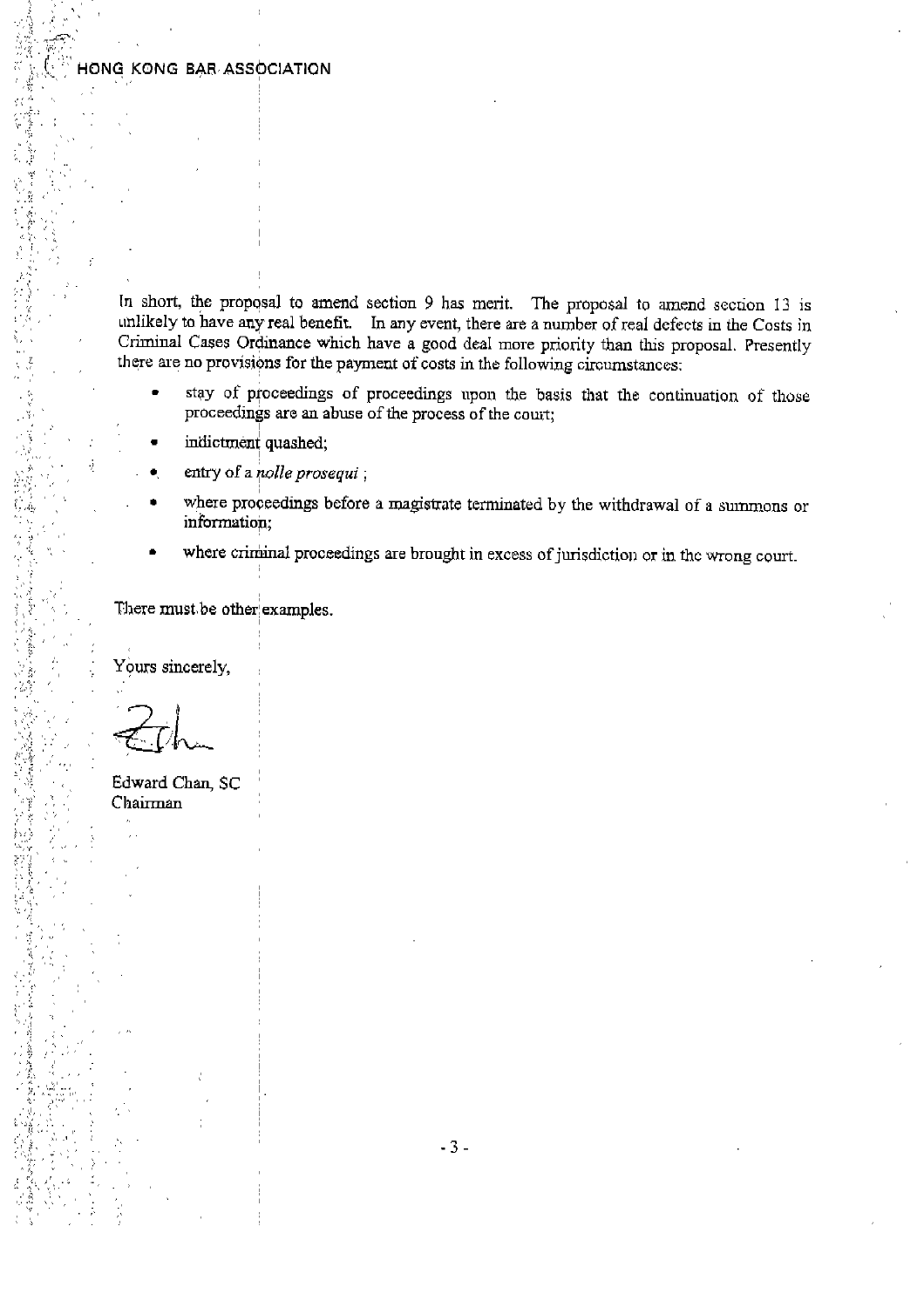In short, the proposal to amend section 9 has merit. The proposal to amend section 13 is unlikely to have any real benefit. In any event, there are a number of real defects in the Costs in Criminal Cases Ordinance which have a good deal more priority than this proposal. Presently there are no provisions for the payment of costs in the following circumstances:

- stay of proceedings of proceedings upon the basis that the continuation of those proceedings are an abuse of the process of the court;
- indictment quashed;
- entry of a *nolle prosequi* ;
- where proceedings before a magistrate terminated by the withdrawal of a summons or information;
- where criminal proceedings are brought in excess of jurisdiction or in the wrong court.

There must be other examples.

Yours sincerely,

Edward Chan, SC
Chairman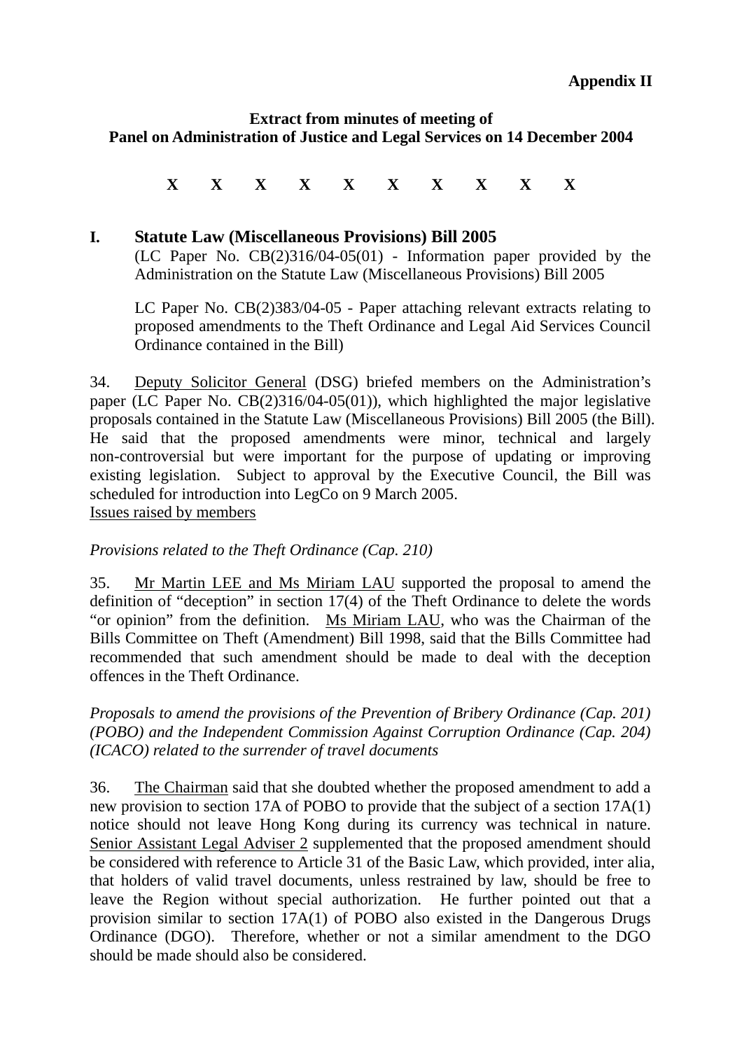**Appendix II**

**Extract from minutes of meeting of**
**Panel on Administration of Justice and Legal Services on 14 December 2004**

**X X X X X X X X X X**

## I. Statute Law (Miscellaneous Provisions) Bill 2005

(LC Paper No. CB(2)316/04-05(01) - Information paper provided by the Administration on the Statute Law (Miscellaneous Provisions) Bill 2005

LC Paper No. CB(2)383/04-05 - Paper attaching relevant extracts relating to proposed amendments to the Theft Ordinance and Legal Aid Services Council Ordinance contained in the Bill)

34. Deputy Solicitor General (DSG) briefed members on the Administration's paper (LC Paper No. CB(2)316/04-05(01)), which highlighted the major legislative proposals contained in the Statute Law (Miscellaneous Provisions) Bill 2005 (the Bill). He said that the proposed amendments were minor, technical and largely non-controversial but were important for the purpose of updating or improving existing legislation. Subject to approval by the Executive Council, the Bill was scheduled for introduction into LegCo on 9 March 2005.

Issues raised by members

*Provisions related to the Theft Ordinance (Cap. 210)*

35. Mr Martin LEE and Ms Miriam LAU supported the proposal to amend the definition of "deception" in section 17(4) of the Theft Ordinance to delete the words "or opinion" from the definition. Ms Miriam LAU, who was the Chairman of the Bills Committee on Theft (Amendment) Bill 1998, said that the Bills Committee had recommended that such amendment should be made to deal with the deception offences in the Theft Ordinance.

*Proposals to amend the provisions of the Prevention of Bribery Ordinance (Cap. 201) (POBO) and the Independent Commission Against Corruption Ordinance (Cap. 204) (ICACO) related to the surrender of travel documents*

36. The Chairman said that she doubted whether the proposed amendment to add a new provision to section 17A of POBO to provide that the subject of a section 17A(1) notice should not leave Hong Kong during its currency was technical in nature. Senior Assistant Legal Adviser 2 supplemented that the proposed amendment should be considered with reference to Article 31 of the Basic Law, which provided, inter alia, that holders of valid travel documents, unless restrained by law, should be free to leave the Region without special authorization. He further pointed out that a provision similar to section 17A(1) of POBO also existed in the Dangerous Drugs Ordinance (DGO). Therefore, whether or not a similar amendment to the DGO should be made should also be considered.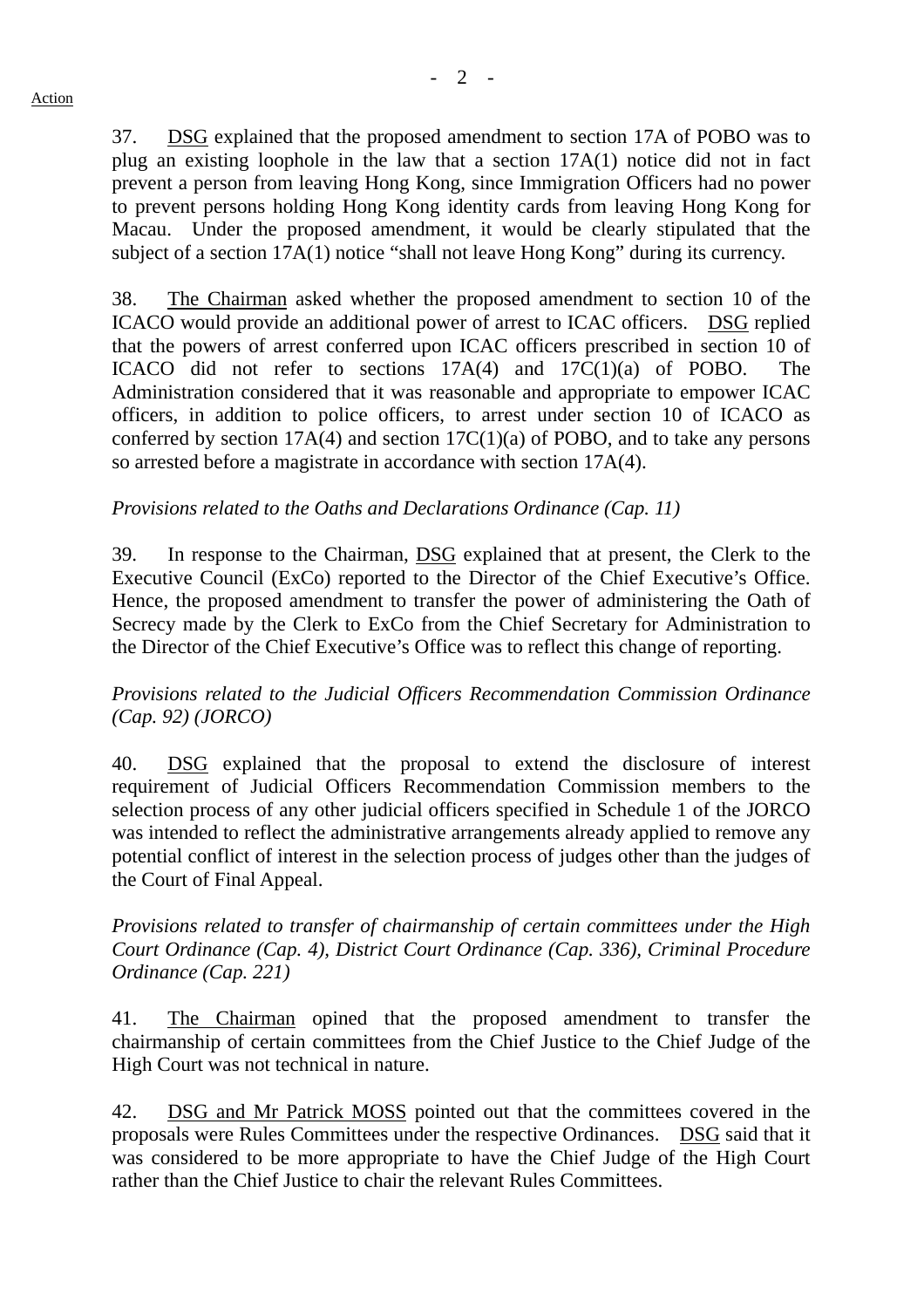37. DSG explained that the proposed amendment to section 17A of POBO was to plug an existing loophole in the law that a section 17A(1) notice did not in fact prevent a person from leaving Hong Kong, since Immigration Officers had no power to prevent persons holding Hong Kong identity cards from leaving Hong Kong for Macau. Under the proposed amendment, it would be clearly stipulated that the subject of a section 17A(1) notice "shall not leave Hong Kong" during its currency.

38. The Chairman asked whether the proposed amendment to section 10 of the ICACO would provide an additional power of arrest to ICAC officers. DSG replied that the powers of arrest conferred upon ICAC officers prescribed in section 10 of ICACO did not refer to sections 17A(4) and 17C(1)(a) of POBO. The Administration considered that it was reasonable and appropriate to empower ICAC officers, in addition to police officers, to arrest under section 10 of ICACO as conferred by section 17A(4) and section 17C(1)(a) of POBO, and to take any persons so arrested before a magistrate in accordance with section 17A(4).

*Provisions related to the Oaths and Declarations Ordinance (Cap. 11)*

39. In response to the Chairman, DSG explained that at present, the Clerk to the Executive Council (ExCo) reported to the Director of the Chief Executive's Office. Hence, the proposed amendment to transfer the power of administering the Oath of Secrecy made by the Clerk to ExCo from the Chief Secretary for Administration to the Director of the Chief Executive's Office was to reflect this change of reporting.

*Provisions related to the Judicial Officers Recommendation Commission Ordinance (Cap. 92) (JORCO)*

40. DSG explained that the proposal to extend the disclosure of interest requirement of Judicial Officers Recommendation Commission members to the selection process of any other judicial officers specified in Schedule 1 of the JORCO was intended to reflect the administrative arrangements already applied to remove any potential conflict of interest in the selection process of judges other than the judges of the Court of Final Appeal.

*Provisions related to transfer of chairmanship of certain committees under the High Court Ordinance (Cap. 4), District Court Ordinance (Cap. 336), Criminal Procedure Ordinance (Cap. 221)*

41. The Chairman opined that the proposed amendment to transfer the chairmanship of certain committees from the Chief Justice to the Chief Judge of the High Court was not technical in nature.

42. DSG and Mr Patrick MOSS pointed out that the committees covered in the proposals were Rules Committees under the respective Ordinances. DSG said that it was considered to be more appropriate to have the Chief Judge of the High Court rather than the Chief Justice to chair the relevant Rules Committees.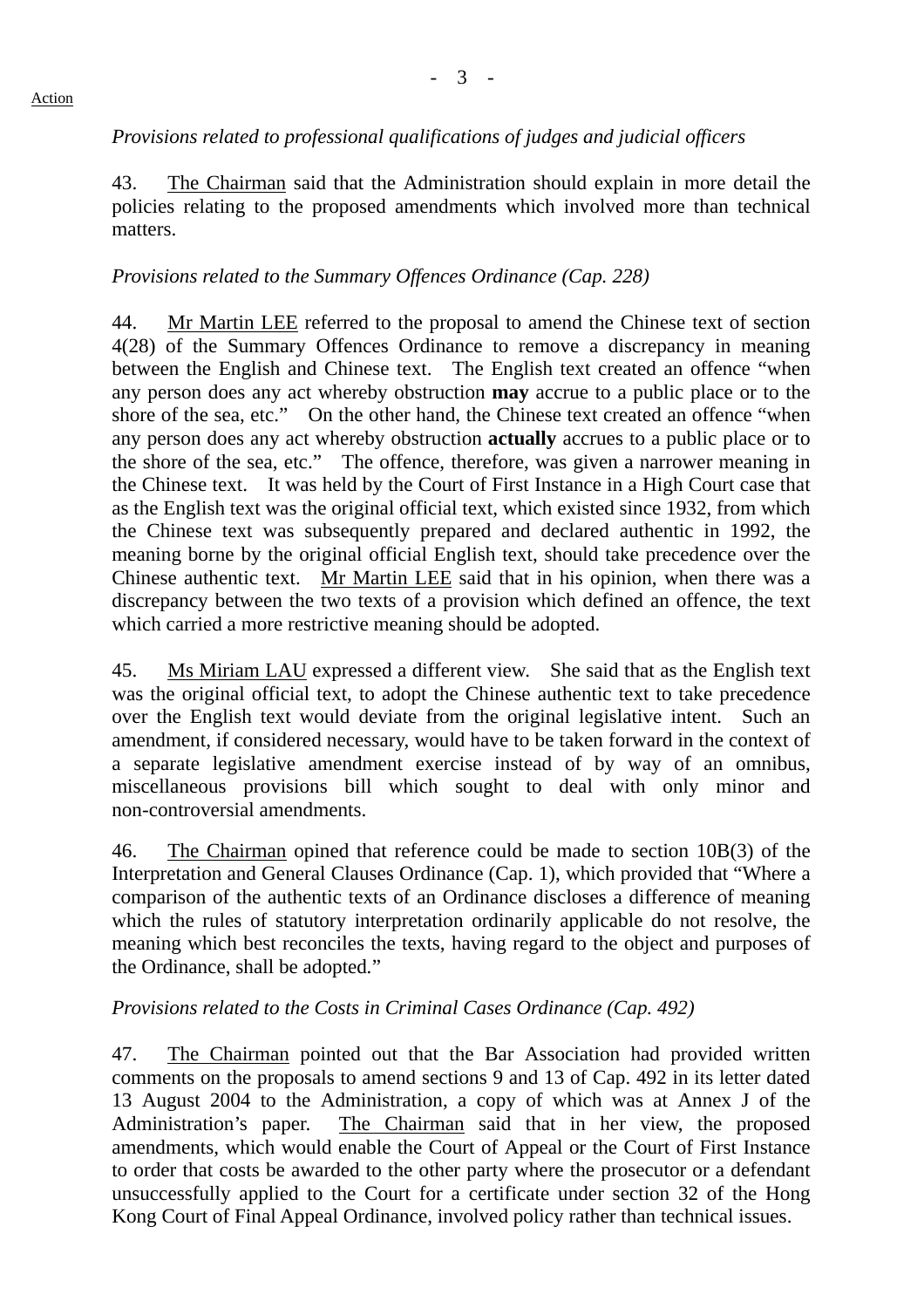Action

*Provisions related to professional qualifications of judges and judicial officers*

43. The Chairman said that the Administration should explain in more detail the policies relating to the proposed amendments which involved more than technical matters.

*Provisions related to the Summary Offences Ordinance (Cap. 228)*

44. Mr Martin LEE referred to the proposal to amend the Chinese text of section 4(28) of the Summary Offences Ordinance to remove a discrepancy in meaning between the English and Chinese text. The English text created an offence "when any person does any act whereby obstruction **may** accrue to a public place or to the shore of the sea, etc." On the other hand, the Chinese text created an offence "when any person does any act whereby obstruction **actually** accrues to a public place or to the shore of the sea, etc." The offence, therefore, was given a narrower meaning in the Chinese text. It was held by the Court of First Instance in a High Court case that as the English text was the original official text, which existed since 1932, from which the Chinese text was subsequently prepared and declared authentic in 1992, the meaning borne by the original official English text, should take precedence over the Chinese authentic text. Mr Martin LEE said that in his opinion, when there was a discrepancy between the two texts of a provision which defined an offence, the text which carried a more restrictive meaning should be adopted.

45. Ms Miriam LAU expressed a different view. She said that as the English text was the original official text, to adopt the Chinese authentic text to take precedence over the English text would deviate from the original legislative intent. Such an amendment, if considered necessary, would have to be taken forward in the context of a separate legislative amendment exercise instead of by way of an omnibus, miscellaneous provisions bill which sought to deal with only minor and non-controversial amendments.

46. The Chairman opined that reference could be made to section 10B(3) of the Interpretation and General Clauses Ordinance (Cap. 1), which provided that "Where a comparison of the authentic texts of an Ordinance discloses a difference of meaning which the rules of statutory interpretation ordinarily applicable do not resolve, the meaning which best reconciles the texts, having regard to the object and purposes of the Ordinance, shall be adopted."

*Provisions related to the Costs in Criminal Cases Ordinance (Cap. 492)*

47. The Chairman pointed out that the Bar Association had provided written comments on the proposals to amend sections 9 and 13 of Cap. 492 in its letter dated 13 August 2004 to the Administration, a copy of which was at Annex J of the Administration's paper. The Chairman said that in her view, the proposed amendments, which would enable the Court of Appeal or the Court of First Instance to order that costs be awarded to the other party where the prosecutor or a defendant unsuccessfully applied to the Court for a certificate under section 32 of the Hong Kong Court of Final Appeal Ordinance, involved policy rather than technical issues.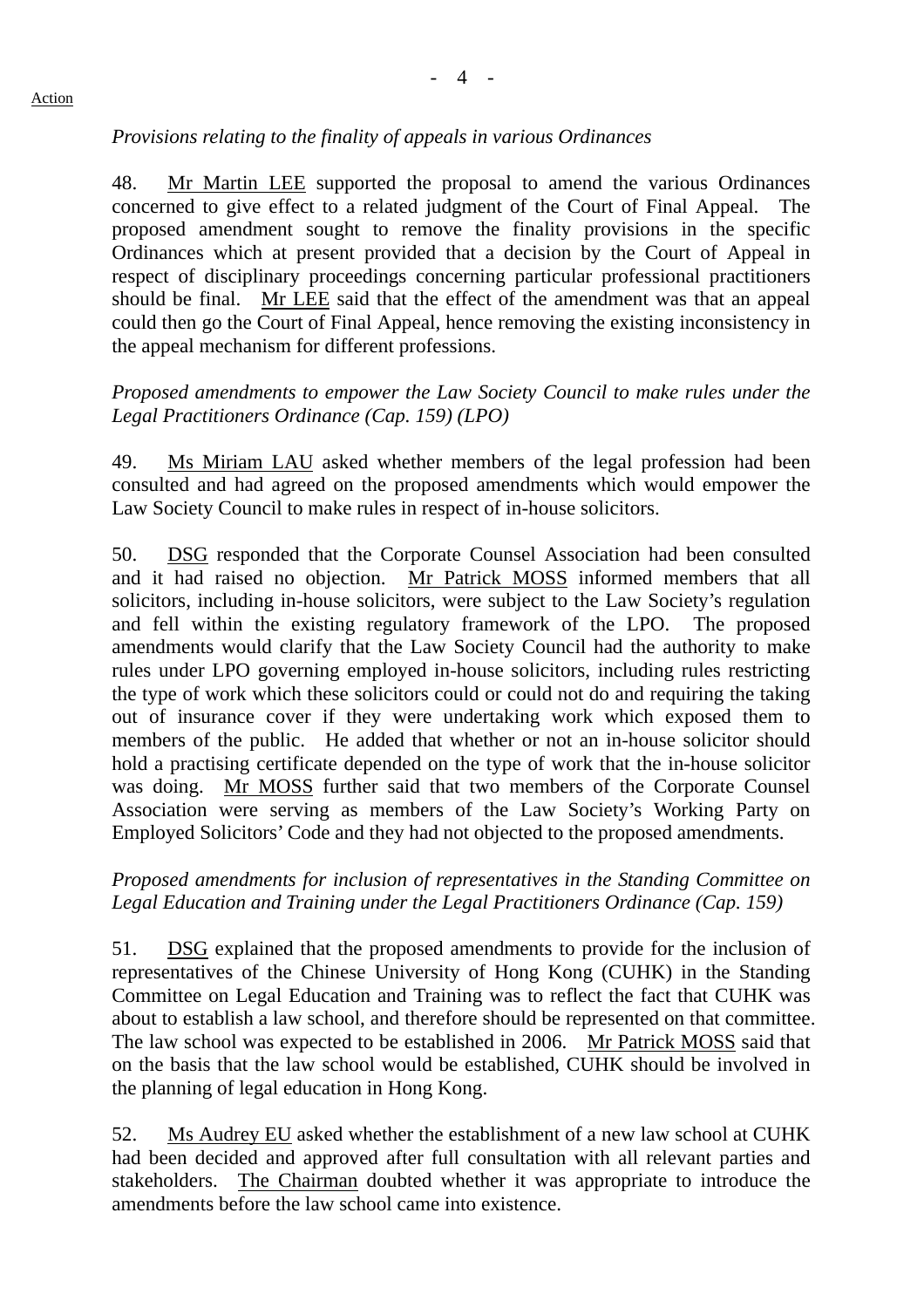*Provisions relating to the finality of appeals in various Ordinances*

48. Mr Martin LEE supported the proposal to amend the various Ordinances concerned to give effect to a related judgment of the Court of Final Appeal. The proposed amendment sought to remove the finality provisions in the specific Ordinances which at present provided that a decision by the Court of Appeal in respect of disciplinary proceedings concerning particular professional practitioners should be final. Mr LEE said that the effect of the amendment was that an appeal could then go the Court of Final Appeal, hence removing the existing inconsistency in the appeal mechanism for different professions.

*Proposed amendments to empower the Law Society Council to make rules under the Legal Practitioners Ordinance (Cap. 159) (LPO)*

49. Ms Miriam LAU asked whether members of the legal profession had been consulted and had agreed on the proposed amendments which would empower the Law Society Council to make rules in respect of in-house solicitors.

50. DSG responded that the Corporate Counsel Association had been consulted and it had raised no objection. Mr Patrick MOSS informed members that all solicitors, including in-house solicitors, were subject to the Law Society's regulation and fell within the existing regulatory framework of the LPO. The proposed amendments would clarify that the Law Society Council had the authority to make rules under LPO governing employed in-house solicitors, including rules restricting the type of work which these solicitors could or could not do and requiring the taking out of insurance cover if they were undertaking work which exposed them to members of the public. He added that whether or not an in-house solicitor should hold a practising certificate depended on the type of work that the in-house solicitor was doing. Mr MOSS further said that two members of the Corporate Counsel Association were serving as members of the Law Society's Working Party on Employed Solicitors' Code and they had not objected to the proposed amendments.

*Proposed amendments for inclusion of representatives in the Standing Committee on Legal Education and Training under the Legal Practitioners Ordinance (Cap. 159)*

51. DSG explained that the proposed amendments to provide for the inclusion of representatives of the Chinese University of Hong Kong (CUHK) in the Standing Committee on Legal Education and Training was to reflect the fact that CUHK was about to establish a law school, and therefore should be represented on that committee. The law school was expected to be established in 2006. Mr Patrick MOSS said that on the basis that the law school would be established, CUHK should be involved in the planning of legal education in Hong Kong.

52. Ms Audrey EU asked whether the establishment of a new law school at CUHK had been decided and approved after full consultation with all relevant parties and stakeholders. The Chairman doubted whether it was appropriate to introduce the amendments before the law school came into existence.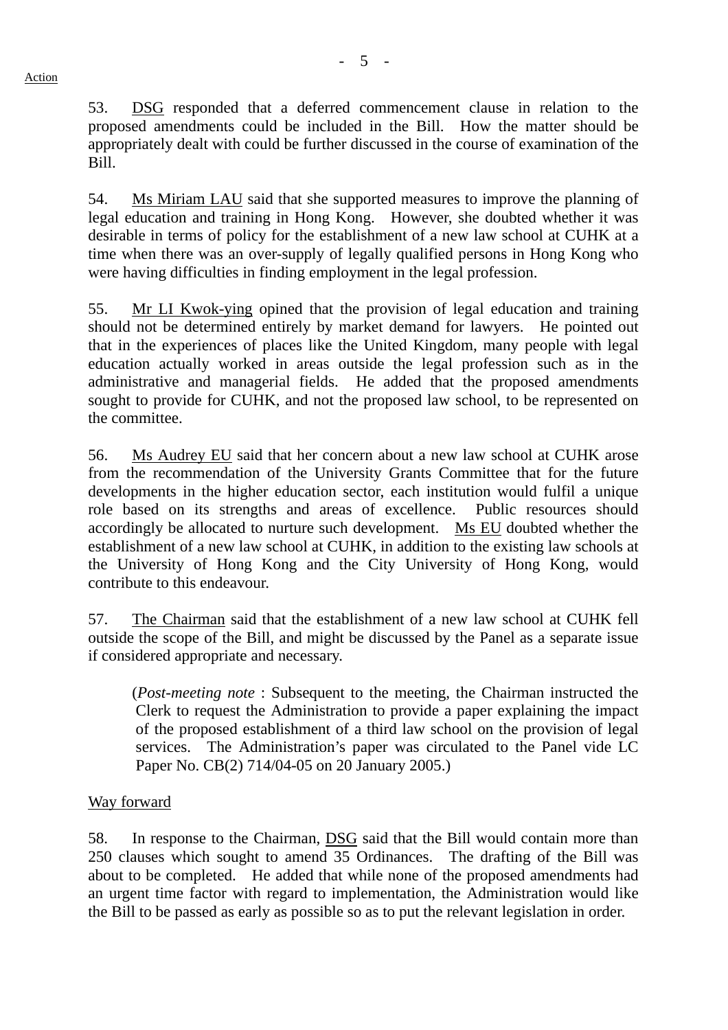53. DSG responded that a deferred commencement clause in relation to the proposed amendments could be included in the Bill. How the matter should be appropriately dealt with could be further discussed in the course of examination of the Bill.

54. Ms Miriam LAU said that she supported measures to improve the planning of legal education and training in Hong Kong. However, she doubted whether it was desirable in terms of policy for the establishment of a new law school at CUHK at a time when there was an over-supply of legally qualified persons in Hong Kong who were having difficulties in finding employment in the legal profession.

55. Mr LI Kwok-ying opined that the provision of legal education and training should not be determined entirely by market demand for lawyers. He pointed out that in the experiences of places like the United Kingdom, many people with legal education actually worked in areas outside the legal profession such as in the administrative and managerial fields. He added that the proposed amendments sought to provide for CUHK, and not the proposed law school, to be represented on the committee.

56. Ms Audrey EU said that her concern about a new law school at CUHK arose from the recommendation of the University Grants Committee that for the future developments in the higher education sector, each institution would fulfil a unique role based on its strengths and areas of excellence. Public resources should accordingly be allocated to nurture such development. Ms EU doubted whether the establishment of a new law school at CUHK, in addition to the existing law schools at the University of Hong Kong and the City University of Hong Kong, would contribute to this endeavour.

57. The Chairman said that the establishment of a new law school at CUHK fell outside the scope of the Bill, and might be discussed by the Panel as a separate issue if considered appropriate and necessary.

> (*Post-meeting note* : Subsequent to the meeting, the Chairman instructed the Clerk to request the Administration to provide a paper explaining the impact of the proposed establishment of a third law school on the provision of legal services. The Administration's paper was circulated to the Panel vide LC Paper No. CB(2) 714/04-05 on 20 January 2005.)

Way forward

58. In response to the Chairman, DSG said that the Bill would contain more than 250 clauses which sought to amend 35 Ordinances. The drafting of the Bill was about to be completed. He added that while none of the proposed amendments had an urgent time factor with regard to implementation, the Administration would like the Bill to be passed as early as possible so as to put the relevant legislation in order.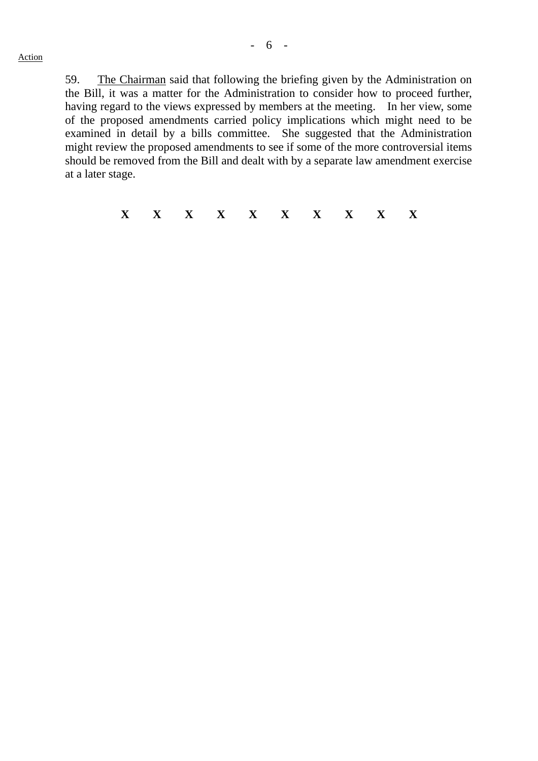Action

59. The Chairman said that following the briefing given by the Administration on the Bill, it was a matter for the Administration to consider how to proceed further, having regard to the views expressed by members at the meeting. In her view, some of the proposed amendments carried policy implications which might need to be examined in detail by a bills committee. She suggested that the Administration might review the proposed amendments to see if some of the more controversial items should be removed from the Bill and dealt with by a separate law amendment exercise at a later stage.

**X X X X X X X X X X**